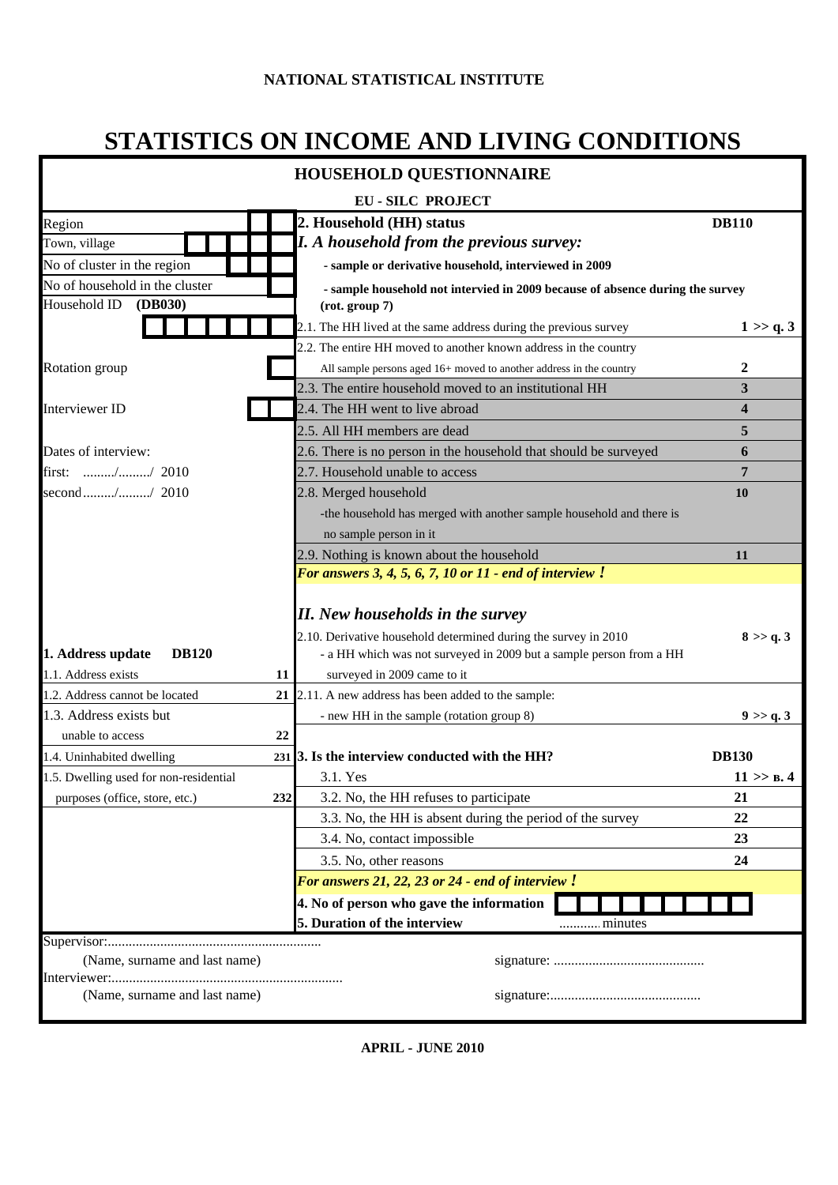NATIONAL STATISTICAL INSTITUTE

# STATISTICS ON INCOME AND LIVING CONDITIONS

## HOUSEHOLD QUESTIONNAIRE

**EU - SILC PROJECT**

| | |
|---|---|
| Region | ☐☐ |
| Town, village | ☐☐☐☐☐ |
| No of cluster in the region | ☐☐☐ |
| No of household in the cluster | ☐ |
| Household ID **(DB030)** | ☐☐☐☐☐☐☐ |
| Rotation group | ☐ |
| Interviewer ID | ☐☐ |

Dates of interview:

first: ........./........./ 2010

second ........./........./ 2010

**1. Address update DB120**

| | |
|---|---|
| 1.1. Address exists | **11** |
| 1.2. Address cannot be located | **21** |
| 1.3. Address exists but unable to access | **22** |
| 1.4. Uninhabited dwelling | **231** |
| 1.5. Dwelling used for non-residential purposes (office, store, etc.) | **232** |

**2. Household (HH) status** **DB110**

***I. A household from the previous survey:***

**- sample or derivative household, interviewed in 2009**

**- sample household not intervied in 2009 because of absence during the survey (rot. group 7)**

| | |
|---|---|
| 2.1. The HH lived at the same address during the previous survey | **1 >> q. 3** |
| 2.2. The entire HH moved to another known address in the country<br>All sample persons aged 16+ moved to another address in the country | **2** |
| 2.3. The entire household moved to an institutional HH | **3** |
| 2.4. The HH went to live abroad | **4** |
| 2.5. All HH members are dead | **5** |
| 2.6. There is no person in the household that should be surveyed | **6** |
| 2.7. Household unable to access | **7** |
| 2.8. Merged household<br>-the household has merged with another sample household and there is no sample person in it | **10** |
| 2.9. Nothing is known about the household | **11** |

***For answers 3, 4, 5, 6, 7, 10 or 11 - end of interview !***

***II. New households in the survey***

| | |
|---|---|
| 2.10. Derivative household determined during the survey in 2010<br>- a HH which was not surveyed in 2009 but a sample person from a HH surveyed in 2009 came to it | **8 >> q. 3** |
| 2.11. A new address has been added to the sample:<br>- new HH in the sample (rotation group 8) | **9 >> q. 3** |

**3. Is the interview conducted with the HH?** **DB130**

| | |
|---|---|
| 3.1. Yes | **11 >> в. 4** |
| 3.2. No, the HH refuses to participate | **21** |
| 3.3. No, the HH is absent during the period of the survey | **22** |
| 3.4. No, contact impossible | **23** |
| 3.5. No, other reasons | **24** |

***For answers 21, 22, 23 or 24 - end of interview !***

**4. No of person who gave the information** ☐☐☐☐☐☐☐☐☐

**5. Duration of the interview** ........... minutes

Supervisor:............................................................
(Name, surname and last name) signature: ..........................................

Interviewer:.................................................................
(Name, surname and last name) signature:..........................................

**APRIL - JUNE 2010**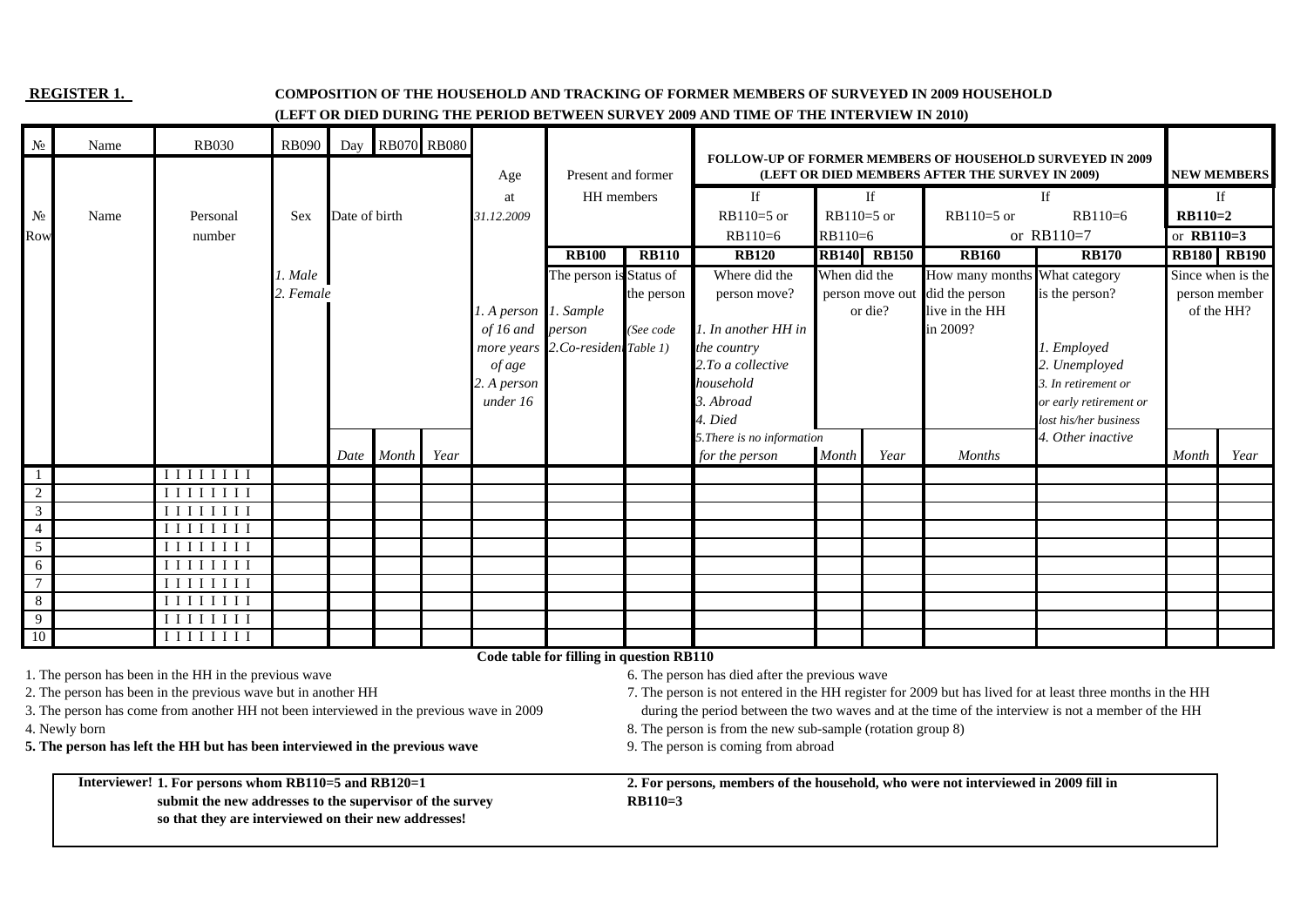**REGISTER 1.** **COMPOSITION OF THE HOUSEHOLD AND TRACKING OF FORMER MEMBERS OF SURVEYED IN 2009 HOUSEHOLD (LEFT OR DIED DURING THE PERIOD BETWEEN SURVEY 2009 AND TIME OF THE INTERVIEW IN 2010)**

| № | Name | RB030 | RB090 | Day | RB070 | RB080 | Age | Present and former | | FOLLOW-UP OF FORMER MEMBERS OF HOUSEHOLD SURVEYED IN 2009 (LEFT OR DIED MEMBERS AFTER THE SURVEY IN 2009) | | | | | NEW MEMBERS | |
|---|---|---|---|---|---|---|---|---|---|---|---|---|---|---|---|---|
| № Row | Name | Personal number | Sex | Date of birth | | | at 31.12.2009 | HH members | | If RB110=5 or RB110=6 | If RB110=5 or RB110=6 | | If RB110=5 or RB110=6 or RB110=7 | | If RB110=2 or RB110=3 | |
| | | | | | | | | **RB100** | **RB110** | **RB120** | **RB140** | **RB150** | **RB160** | **RB170** | **RB180** | **RB190** |
| | | | *1. Male* *2. Female* | | | | *1. A person of 16 and more years of age* *2. A person under 16* | The person is *1. Sample person* *2. Co-resident* | Status of the person *(See code Table 1)* | Where did the person move? *1. In another HH in the country* *2. To a collective household* *3. Abroad* *4. Died* *5. There is no information for the person* | When did the person move out or die? | | How many months did the person live in the HH in 2009? | What category is the person? *1. Employed* *2. Unemployed* *3. In retirement or or early retirement or lost his/her business* *4. Other inactive* | Since when is the person member of the HH? | |
| | | | | *Date* | *Month* | *Year* | | | | | *Month* | *Year* | *Months* | | *Month* | *Year* |
| 1 | | I I I I I I I I | | | | | | | | | | | | | | |
| 2 | | I I I I I I I I | | | | | | | | | | | | | | |
| 3 | | I I I I I I I I | | | | | | | | | | | | | | |
| 4 | | I I I I I I I I | | | | | | | | | | | | | | |
| 5 | | I I I I I I I I | | | | | | | | | | | | | | |
| 6 | | I I I I I I I I | | | | | | | | | | | | | | |
| 7 | | I I I I I I I I | | | | | | | | | | | | | | |
| 8 | | I I I I I I I I | | | | | | | | | | | | | | |
| 9 | | I I I I I I I I | | | | | | | | | | | | | | |
| 10 | | I I I I I I I I | | | | | | | | | | | | | | |

**Code table for filling in question RB110**

1. The person has been in the HH in the previous wave
2. The person has been in the previous wave but in another HH
3. The person has come from another HH not been interviewed in the previous wave in 2009
4. Newly born
5. **The person has left the HH but has been interviewed in the previous wave**
6. The person has died after the previous wave
7. The person is not entered in the HH register for 2009 but has lived for at least three months in the HH during the period between the two waves and at the time of the interview is not a member of the HH
8. The person is from the new sub-sample (rotation group 8)
9. The person is coming from abroad

**Interviewer! 1. For persons whom RB110=5 and RB120=1 submit the new addresses to the supervisor of the survey so that they are interviewed on their new addresses!**

**2. For persons, members of the household, who were not interviewed in 2009 fill in RB110=3**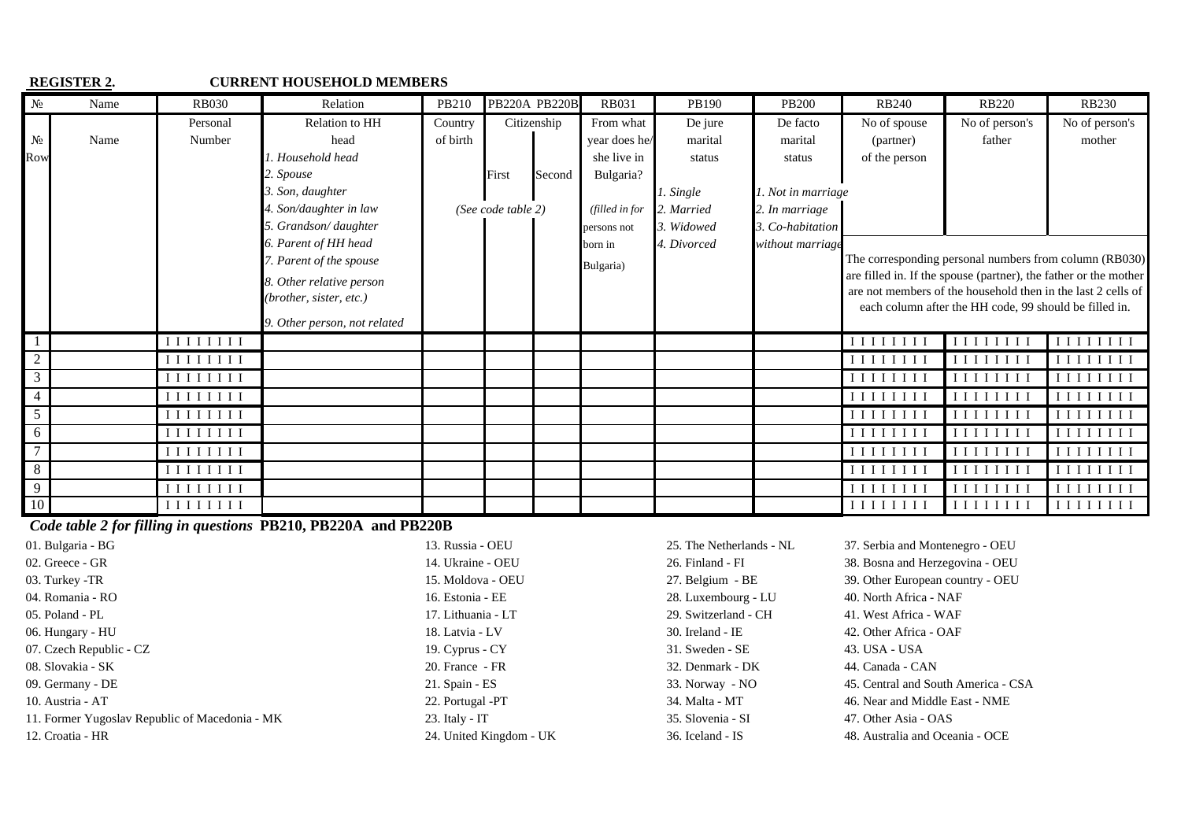**REGISTER 2.** **CURRENT HOUSEHOLD MEMBERS**

| № | Name | RB030 | Relation | PB210 | PB220A | PB220B | RB031 | PB190 | PB200 | RB240 | RB220 | RB230 |
|---|---|---|---|---|---|---|---|---|---|---|---|---|
| № Row | Name | Personal Number | Relation to HH head<br>*1. Household head*<br>*2. Spouse*<br>*3. Son, daughter*<br>*4. Son/daughter in law*<br>*5. Grandson/ daughter*<br>*6. Parent of HH head*<br>*7. Parent of the spouse*<br>*8. Other relative person (brother, sister, etc.)*<br>*9. Other person, not related* | Country of birth | Citizenship<br>First<br>*(See code table 2)* | Second | From what year does he/she live in Bulgaria?<br>*(filled in for persons not born in Bulgaria)* | De jure marital status<br>*1. Single*<br>*2. Married*<br>*3. Widowed*<br>*4. Divorced* | De facto marital status<br>*1. Not in marriage*<br>*2. In marriage*<br>*3. Co-habitation without marriage* | No of spouse (partner) of the person | No of person's father | No of person's mother |
| | | | | | | | | | | The corresponding personal numbers from column (RB030) are filled in. If the spouse (partner), the father or the mother are not members of the household then in the last 2 cells of each column after the HH code, 99 should be filled in. | | |
| 1 | | I I I I I I I I | | | | | | | | I I I I I I I I | I I I I I I I I | I I I I I I I I |
| 2 | | I I I I I I I I | | | | | | | | I I I I I I I I | I I I I I I I I | I I I I I I I I |
| 3 | | I I I I I I I I | | | | | | | | I I I I I I I I | I I I I I I I I | I I I I I I I I |
| 4 | | I I I I I I I I | | | | | | | | I I I I I I I I | I I I I I I I I | I I I I I I I I |
| 5 | | I I I I I I I I | | | | | | | | I I I I I I I I | I I I I I I I I | I I I I I I I I |
| 6 | | I I I I I I I I | | | | | | | | I I I I I I I I | I I I I I I I I | I I I I I I I I |
| 7 | | I I I I I I I I | | | | | | | | I I I I I I I I | I I I I I I I I | I I I I I I I I |
| 8 | | I I I I I I I I | | | | | | | | I I I I I I I I | I I I I I I I I | I I I I I I I I |
| 9 | | I I I I I I I I | | | | | | | | I I I I I I I I | I I I I I I I I | I I I I I I I I |
| 10 | | I I I I I I I I | | | | | | | | I I I I I I I I | I I I I I I I I | I I I I I I I I |

***Code table 2 for filling in questions* PB210, PB220A and PB220B**

01. Bulgaria - BG
02. Greece - GR
03. Turkey -TR
04. Romania - RO
05. Poland - PL
06. Hungary - HU
07. Czech Republic - CZ
08. Slovakia - SK
09. Germany - DE
10. Austria - AT
11. Former Yugoslav Republic of Macedonia - MK
12. Croatia - HR
13. Russia - OEU
14. Ukraine - OEU
15. Moldova - OEU
16. Estonia - EE
17. Lithuania - LT
18. Latvia - LV
19. Cyprus - CY
20. France - FR
21. Spain - ES
22. Portugal -PT
23. Italy - IT
24. United Kingdom - UK
25. The Netherlands - NL
26. Finland - FI
27. Belgium - BE
28. Luxembourg - LU
29. Switzerland - CH
30. Ireland - IE
31. Sweden - SE
32. Denmark - DK
33. Norway - NO
34. Malta - MT
35. Slovenia - SI
36. Iceland - IS
37. Serbia and Montenegro - OEU
38. Bosna and Herzegovina - OEU
39. Other European country - OEU
40. North Africa - NAF
41. West Africa - WAF
42. Other Africa - OAF
43. USA - USA
44. Canada - CAN
45. Central and South America - CSA
46. Near and Middle East - NME
47. Other Asia - OAS
48. Australia and Oceania - OCE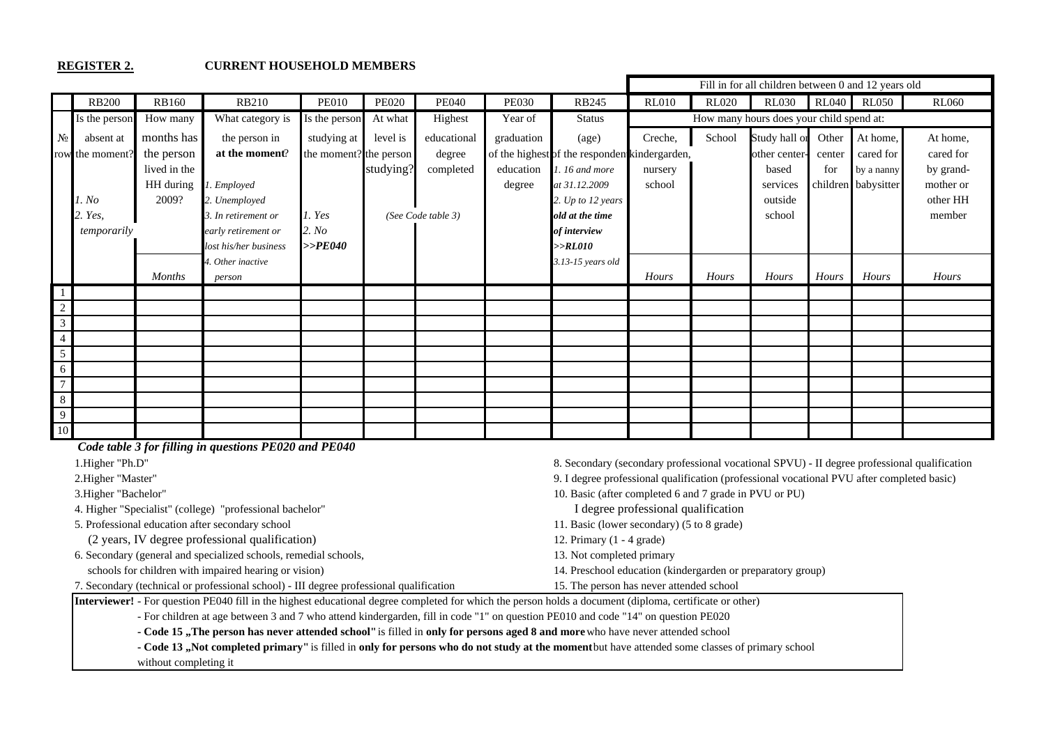**REGISTER 2.** **CURRENT HOUSEHOLD MEMBERS**

| № row | RB200 | RB160 | RB210 | PE010 | PE020 | PE040 | PE030 | RB245 | RL010 | RL020 | RL030 | RL040 | RL050 | RL060 |
|---|---|---|---|---|---|---|---|---|---|---|---|---|---|---|
| | | | | | | | | | Fill in for all children between 0 and 12 years old | | | | | |
| | Is the person absent at the moment?<br>*1. No*<br>*2. Yes, temporarily* | How many months has the person lived in the HH during 2009?<br>*Months* | What category is the person in **at the moment**?<br>*1. Employed*<br>*2. Unemployed*<br>*3. In retirement or early retirement or lost his/her business*<br>*4. Other inactive person* | Is the person studying at the moment?<br>*1. Yes*<br>*2. No*<br>***>>PE040*** | At what level is the person studying?<br>*(See Code table 3)* | Highest educational degree completed<br>*(See Code table 3)* | Year of graduation of the highest education degree | Status (age) of the respondent<br>*1. 16 and more at 31.12.2009*<br>*2. Up to 12 years* ***old at the time of interview*** ***>>RL010***<br>*3.13-15 years old* | How many hours does your child spend at: Creche, kindergarten, nursery school<br>*Hours* | School<br>*Hours* | Study hall or other center-based services outside school<br>*Hours* | Other center for children<br>*Hours* | At home, cared for by a nanny babysitter<br>*Hours* | At home, cared for by grand-mother or other HH member<br>*Hours* |
| 1 | | | | | | | | | | | | | | |
| 2 | | | | | | | | | | | | | | |
| 3 | | | | | | | | | | | | | | |
| 4 | | | | | | | | | | | | | | |
| 5 | | | | | | | | | | | | | | |
| 6 | | | | | | | | | | | | | | |
| 7 | | | | | | | | | | | | | | |
| 8 | | | | | | | | | | | | | | |
| 9 | | | | | | | | | | | | | | |
| 10 | | | | | | | | | | | | | | |

***Code table 3 for filling in questions PE020 and PE040***

1.Higher "Ph.D"
2.Higher "Master"
3.Higher "Bachelor"
4. Higher "Specialist" (college) "professional bachelor"
5. Professional education after secondary school
(2 years, IV degree professional qualification)
6. Secondary (general and specialized schools, remedial schools, schools for children with impaired hearing or vision)
7. Secondary (technical or professional school) - III degree professional qualification
8. Secondary (secondary professional vocational SPVU) - II degree professional qualification
9. I degree professional qualification (professional vocational PVU after completed basic)
10. Basic (after completed 6 and 7 grade in PVU or PU)
I degree professional qualification
11. Basic (lower secondary) (5 to 8 grade)
12. Primary (1 - 4 grade)
13. Not completed primary
14. Preschool education (kindergarden or preparatory group)
15. The person has never attended school

**Interviewer!** - For question PE040 fill in the highest educational degree completed for which the person holds a document (diploma, certificate or other)
- For children at age between 3 and 7 who attend kindergarden, fill in code "1" on question PE010 and code "14" on question PE020
- **Code 15 „The person has never attended school"** is filled in **only for persons aged 8 and more** who have never attended school
- **Code 13 „Not completed primary"** is filled in **only for persons who do not study at the moment** but have attended some classes of primary school without completing it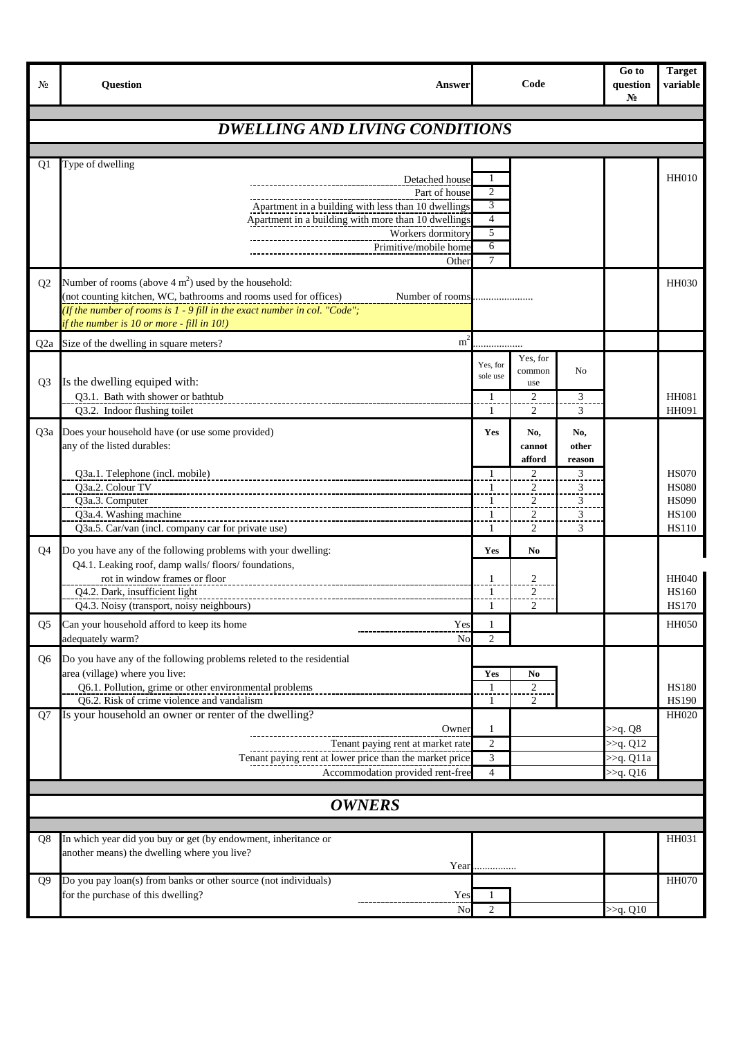| № | Question | Answer | Code | | | Go to question № | Target variable |
|---|---|---|---|---|---|---|---|
| | **DWELLING AND LIVING CONDITIONS** | | | | | | |
| Q1 | Type of dwelling | | | | | | HH010 |
| | | Detached house | 1 | | | | |
| | | Part of house | 2 | | | | |
| | | Apartment in a building with less than 10 dwellings | 3 | | | | |
| | | Apartment in a building with more than 10 dwellings | 4 | | | | |
| | | Workers dormitory | 5 | | | | |
| | | Primitive/mobile home | 6 | | | | |
| | | Other | 7 | | | | |
| Q2 | Number of rooms (above 4 $m^2$) used by the household: (not counting kitchen, WC, bathrooms and rooms used for offices) *(If the number of rooms is 1 - 9 fill in the exact number in col. "Code"; if the number is 10 or more - fill in 10!)* | Number of rooms | ...................... | | | | HH030 |
| Q2a | Size of the dwelling in square meters? | $m^2$ | ................. | | | | |
| Q3 | Is the dwelling equiped with: | | Yes, for sole use | Yes, for common use | No | | |
| | Q3.1. Bath with shower or bathtub | | 1 | 2 | 3 | | HH081 |
| | Q3.2. Indoor flushing toilet | | 1 | 2 | 3 | | HH091 |
| Q3a | Does your household have (or use some provided) any of the listed durables: | | **Yes** | **No, cannot afford** | **No, other reason** | | |
| | Q3a.1. Telephone (incl. mobile) | | 1 | 2 | 3 | | HS070 |
| | Q3a.2. Colour TV | | 1 | 2 | 3 | | HS080 |
| | Q3a.3. Computer | | 1 | 2 | 3 | | HS090 |
| | Q3a.4. Washing machine | | 1 | 2 | 3 | | HS100 |
| | Q3a.5. Car/van (incl. company car for private use) | | 1 | 2 | 3 | | HS110 |
| Q4 | Do you have any of the following problems with your dwelling: | | **Yes** | **No** | | | |
| | Q4.1. Leaking roof, damp walls/ floors/ foundations, rot in window frames or floor | | 1 | 2 | | | HH040 |
| | Q4.2. Dark, insufficient light | | 1 | 2 | | | HS160 |
| | Q4.3. Noisy (transport, noisy neighbours) | | 1 | 2 | | | HS170 |
| Q5 | Can your household afford to keep its home adequately warm? | Yes | 1 | | | | HH050 |
| | | No | 2 | | | | |
| Q6 | Do you have any of the following problems releted to the residential area (village) where you live: | | **Yes** | **No** | | | |
| | Q6.1. Pollution, grime or other environmental problems | | 1 | 2 | | | HS180 |
| | Q6.2. Risk of crime violence and vandalism | | 1 | 2 | | | HS190 |
| Q7 | Is your household an owner or renter of the dwelling? | | | | | | HH020 |
| | | Owner | 1 | | | >>q. Q8 | |
| | | Tenant paying rent at market rate | 2 | | | >>q. Q12 | |
| | | Tenant paying rent at lower price than the market price | 3 | | | >>q. Q11a | |
| | | Accommodation provided rent-free | 4 | | | >>q. Q16 | |
| | **OWNERS** | | | | | | |
| Q8 | In which year did you buy or get (by endowment, inheritance or another means) the dwelling where you live? | Year | ................ | | | | HH031 |
| Q9 | Do you pay loan(s) from banks or other source (not individuals) for the purchase of this dwelling? | Yes | 1 | | | | HH070 |
| | | No | 2 | | | >>q. Q10 | |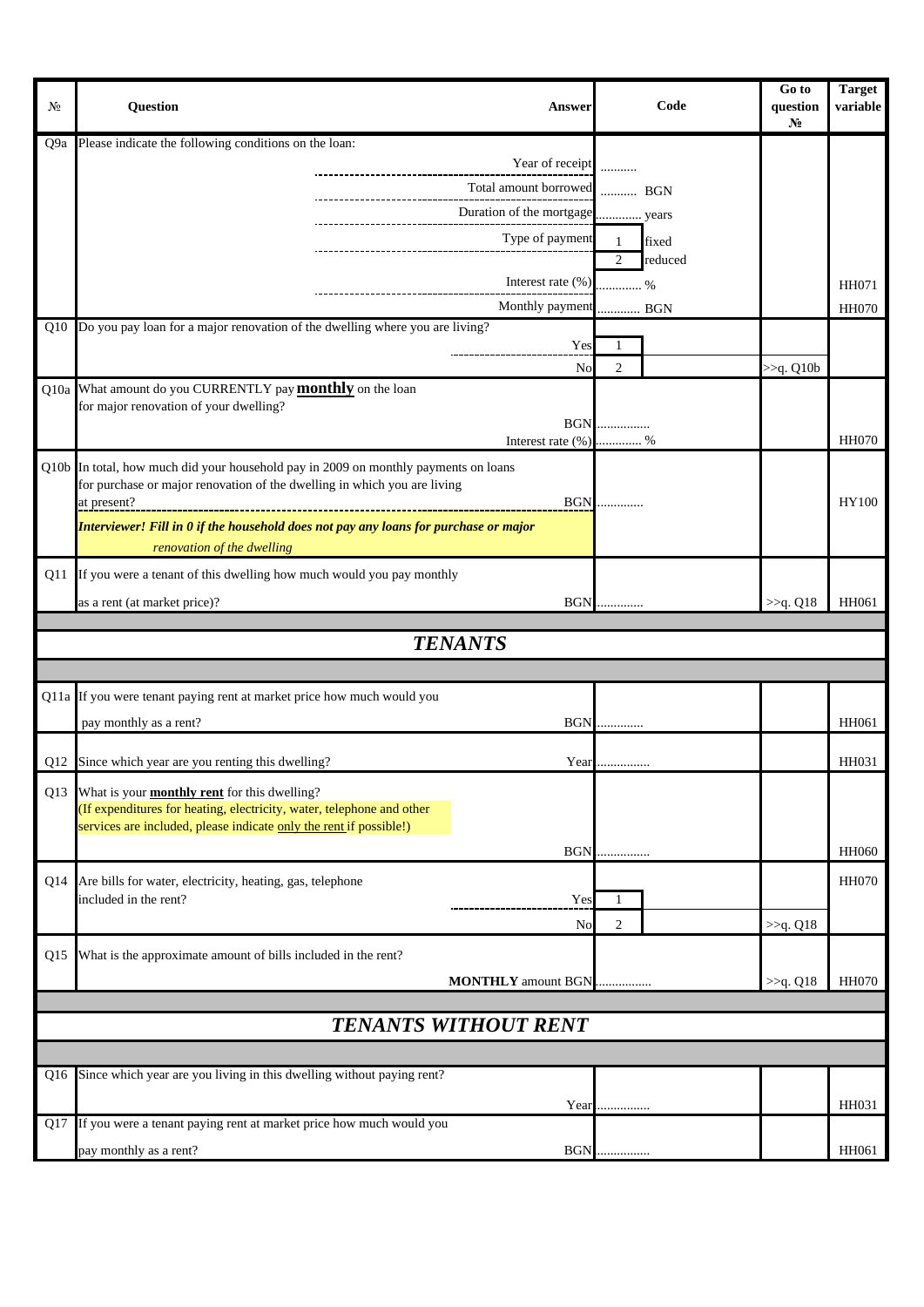| № | Question | Answer | Code | | Go to question № | Target variable |
|---|---|---|---|---|---|---|
| Q9a | Please indicate the following conditions on the loan: | | | | | |
| | | Year of receipt | .......... | | | |
| | | Total amount borrowed | .......... BGN | | | |
| | | Duration of the mortgage | ............ years | | | |
| | | Type of payment | 1 | fixed | | |
| | | | 2 | reduced | | |
| | | Interest rate (%) | ............ % | | | HH071 |
| | | Monthly payment | ............ BGN | | | HH070 |
| Q10 | Do you pay loan for a major renovation of the dwelling where you are living? | | | | | |
| | | Yes | 1 | | | |
| | | No | 2 | | >>q. Q10b | |
| Q10a | What amount do you CURRENTLY pay **monthly** on the loan for major renovation of your dwelling? | | | | | |
| | | BGN | ............... | | | |
| | | Interest rate (%) | ............ % | | | HH070 |
| Q10b | In total, how much did your household pay in 2009 on monthly payments on loans for purchase or major renovation of the dwelling in which you are living at present? | BGN | ............. | | | HY100 |
| | ***Interviewer! Fill in 0 if the household does not pay any loans for purchase or major renovation of the dwelling*** | | | | | |
| Q11 | If you were a tenant of this dwelling how much would you pay monthly as a rent (at market price)? | BGN | ............. | | >>q. Q18 | HH061 |

## *TENANTS*

| № | Question | Answer | Code | | Go to question № | Target variable |
|---|---|---|---|---|---|---|
| Q11a | If you were tenant paying rent at market price how much would you pay monthly as a rent? | BGN | ............. | | | HH061 |
| Q12 | Since which year are you renting this dwelling? | Year | ............... | | | HH031 |
| Q13 | What is your **monthly rent** for this dwelling? (If expenditures for heating, electricity, water, telephone and other services are included, please indicate only the rent if possible!) | BGN | ............... | | | HH060 |
| Q14 | Are bills for water, electricity, heating, gas, telephone included in the rent? | | | | | HH070 |
| | | Yes | 1 | | | |
| | | No | 2 | | >>q. Q18 | |
| Q15 | What is the approximate amount of bills included in the rent? | **MONTHLY** amount BGN | ............... | | >>q. Q18 | HH070 |

## *TENANTS WITHOUT RENT*

| № | Question | Answer | Code | | Go to question № | Target variable |
|---|---|---|---|---|---|---|
| Q16 | Since which year are you living in this dwelling without paying rent? | Year | ............... | | | HH031 |
| Q17 | If you were a tenant paying rent at market price how much would you pay monthly as a rent? | BGN | ............... | | | HH061 |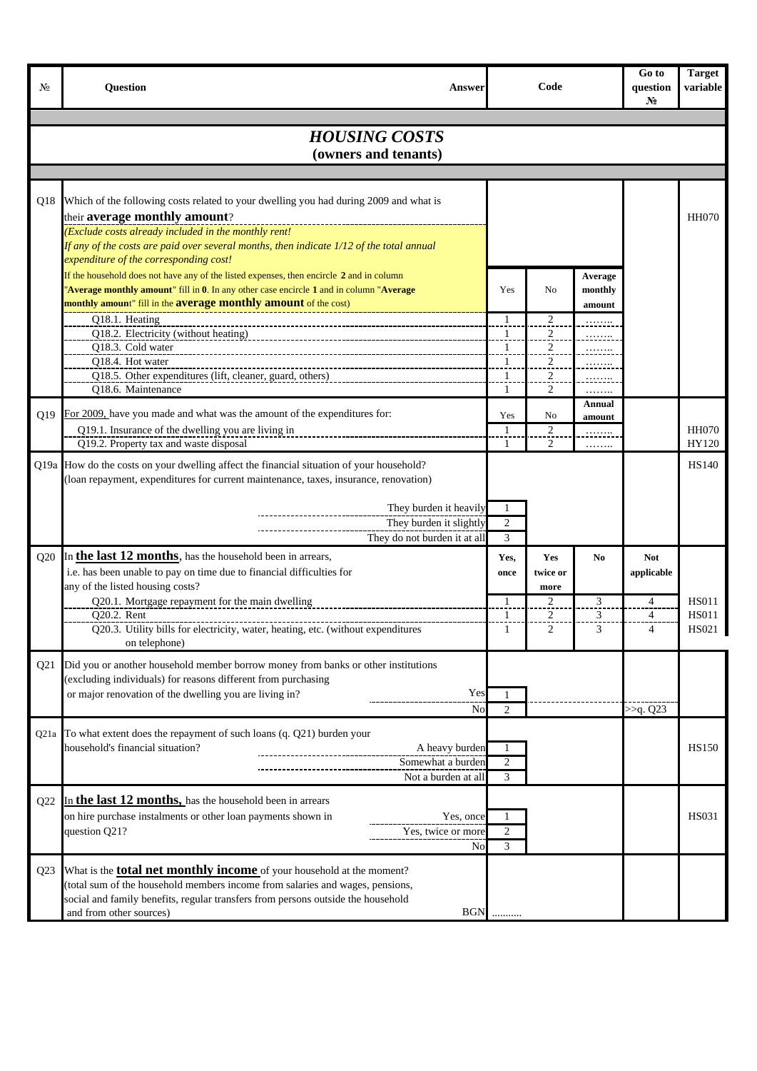| № | Question | Answer | Code | | | Go to question № | Target variable |
|---|---|---|---|---|---|---|---|
| | | | | | | | |

## *HOUSING COSTS*
## (owners and tenants)

| № | Question | Answer | Code | | | Go to question № | Target variable |
|---|---|---|---|---|---|---|---|
| Q18 | Which of the following costs related to your dwelling you had during 2009 and what is their **average monthly amount**? *(Exclude costs already included in the monthly rent! If any of the costs are paid over several months, then indicate 1/12 of the total annual expenditure of the corresponding cost!* If the household does not have any of the listed expenses, then encircle **2** and in column "**Average monthly amount**" fill in **0**. In any other case encircle **1** and in column "**Average monthly amount**" fill in the **average monthly amount** of the cost) | | Yes | No | Average monthly amount | | HH070 |
| | Q18.1. Heating | | 1 | 2 | …….. | | |
| | Q18.2. Electricity (without heating) | | 1 | 2 | …….. | | |
| | Q18.3. Cold water | | 1 | 2 | …….. | | |
| | Q18.4. Hot water | | 1 | 2 | …….. | | |
| | Q18.5. Other expenditures (lift, cleaner, guard, others) | | 1 | 2 | …….. | | |
| | Q18.6. Maintenance | | 1 | 2 | …….. | | |
| Q19 | For 2009, have you made and what was the amount of the expenditures for: | | Yes | No | Annual amount | | |
| | Q19.1. Insurance of the dwelling you are living in | | 1 | 2 | …….. | | HH070 |
| | Q19.2. Property tax and waste disposal | | 1 | 2 | …….. | | HY120 |
| Q19a | How do the costs on your dwelling affect the financial situation of your household? (loan repayment, expenditures for current maintenance, taxes, insurance, renovation) | | | | | | HS140 |
| | | They burden it heavily | 1 | | | | |
| | | They burden it slightly | 2 | | | | |
| | | They do not burden it at all | 3 | | | | |
| Q20 | In **the last 12 months**, has the household been in arrears, i.e. has been unable to pay on time due to financial difficulties for any of the listed housing costs? | | Yes, once | Yes twice or more | No | Not applicable | |
| | Q20.1. Mortgage repayment for the main dwelling | | 1 | 2 | 3 | 4 | HS011 |
| | Q20.2. Rent | | 1 | 2 | 3 | 4 | HS011 |
| | Q20.3. Utility bills for electricity, water, heating, etc. (without expenditures on telephone) | | 1 | 2 | 3 | 4 | HS021 |
| Q21 | Did you or another household member borrow money from banks or other institutions (excluding individuals) for reasons different from purchasing or major renovation of the dwelling you are living in? | Yes | 1 | | | | |
| | | No | 2 | | | >>q. Q23 | |
| Q21a | To what extent does the repayment of such loans (q. Q21) burden your household's financial situation? | A heavy burden | 1 | | | | HS150 |
| | | Somewhat a burden | 2 | | | | |
| | | Not a burden at all | 3 | | | | |
| Q22 | In **the last 12 months,** has the household been in arrears on hire purchase instalments or other loan payments shown in question Q21? | Yes, once | 1 | | | | HS031 |
| | | Yes, twice or more | 2 | | | | |
| | | No | 3 | | | | |
| Q23 | What is the **total net monthly income** of your household at the moment? (total sum of the household members income from salaries and wages, pensions, social and family benefits, regular transfers from persons outside the household and from other sources) | BGN | ……….. | | | | |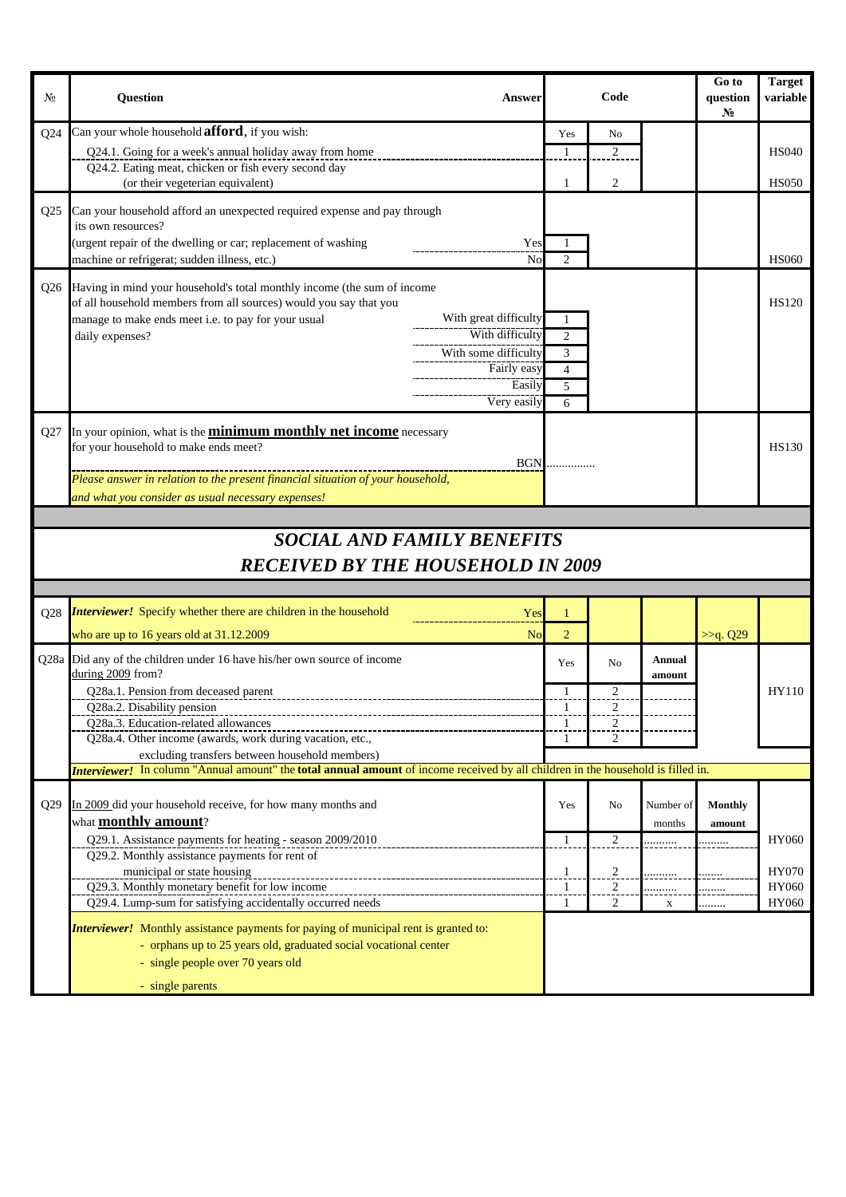| № | Question | Answer | Code | | | Go to question № | Target variable |
|---|---|---|---|---|---|---|---|
| Q24 | Can your whole household **afford**, if you wish: | | Yes | No | | | |
| | Q24.1. Going for a week's annual holiday away from home | | 1 | 2 | | | HS040 |
| | Q24.2. Eating meat, chicken or fish every second day (or their vegeterian equivalent) | | 1 | 2 | | | HS050 |
| Q25 | Can your household afford an unexpected required expense and pay through its own resources? (urgent repair of the dwelling or car; replacement of washing machine or refrigerat; sudden illness, etc.) | Yes | 1 | | | | |
| | | No | 2 | | | | HS060 |
| Q26 | Having in mind your household's total monthly income (the sum of income of all household members from all sources) would you say that you manage to make ends meet i.e. to pay for your usual daily expenses? | With great difficulty | 1 | | | | HS120 |
| | | With difficulty | 2 | | | | |
| | | With some difficulty | 3 | | | | |
| | | Fairly easy | 4 | | | | |
| | | Easily | 5 | | | | |
| | | Very easily | 6 | | | | |
| Q27 | In your opinion, what is the **minimum monthly net income** necessary for your household to make ends meet? | BGN | ............... | | | | HS130 |
| | *Please answer in relation to the present financial situation of your household, and what you consider as usual necessary expenses!* | | | | | | |

## SOCIAL AND FAMILY BENEFITS RECEIVED BY THE HOUSEHOLD IN 2009

| № | Question | Answer | Code | | | Go to question № | Target variable |
|---|---|---|---|---|---|---|---|
| Q28 | ***Interviewer!*** Specify whether there are children in the household who are up to 16 years old at 31.12.2009 | Yes | 1 | | | | |
| | | No | 2 | | | >>q. Q29 | |
| Q28a | Did any of the children under 16 have his/her own source of income during 2009 from? | | Yes | No | **Annual amount** | | |
| | Q28a.1. Pension from deceased parent | | 1 | 2 | | | HY110 |
| | Q28a.2. Disability pension | | 1 | 2 | | | |
| | Q28a.3. Education-related allowances | | 1 | 2 | | | |
| | Q28a.4. Other income (awards, work during vacation, etc., excluding transfers between household members) | | 1 | 2 | | | |
| | ***Interviewer!*** In column "Annual amount" the **total annual amount** of income received by all children in the household is filled in. | | | | | | |
| Q29 | In 2009 did your household receive, for how many months and what **monthly amount**? | | Yes | No | Number of months | **Monthly amount** | |
| | Q29.1. Assistance payments for heating - season 2009/2010 | | 1 | 2 | .......... | ......... | HY060 |
| | Q29.2. Monthly assistance payments for rent of municipal or state housing | | 1 | 2 | .......... | ....... | HY070 |
| | Q29.3. Monthly monetary benefit for low income | | 1 | 2 | .......... | ......... | HY060 |
| | Q29.4. Lump-sum for satisfying accidentally occurred needs | | 1 | 2 | x | ......... | HY060 |
| | ***Interviewer!*** Monthly assistance payments for paying of municipal rent is granted to:<br>- orphans up to 25 years old, graduated social vocational center<br>- single people over 70 years old<br>- single parents | | | | | | |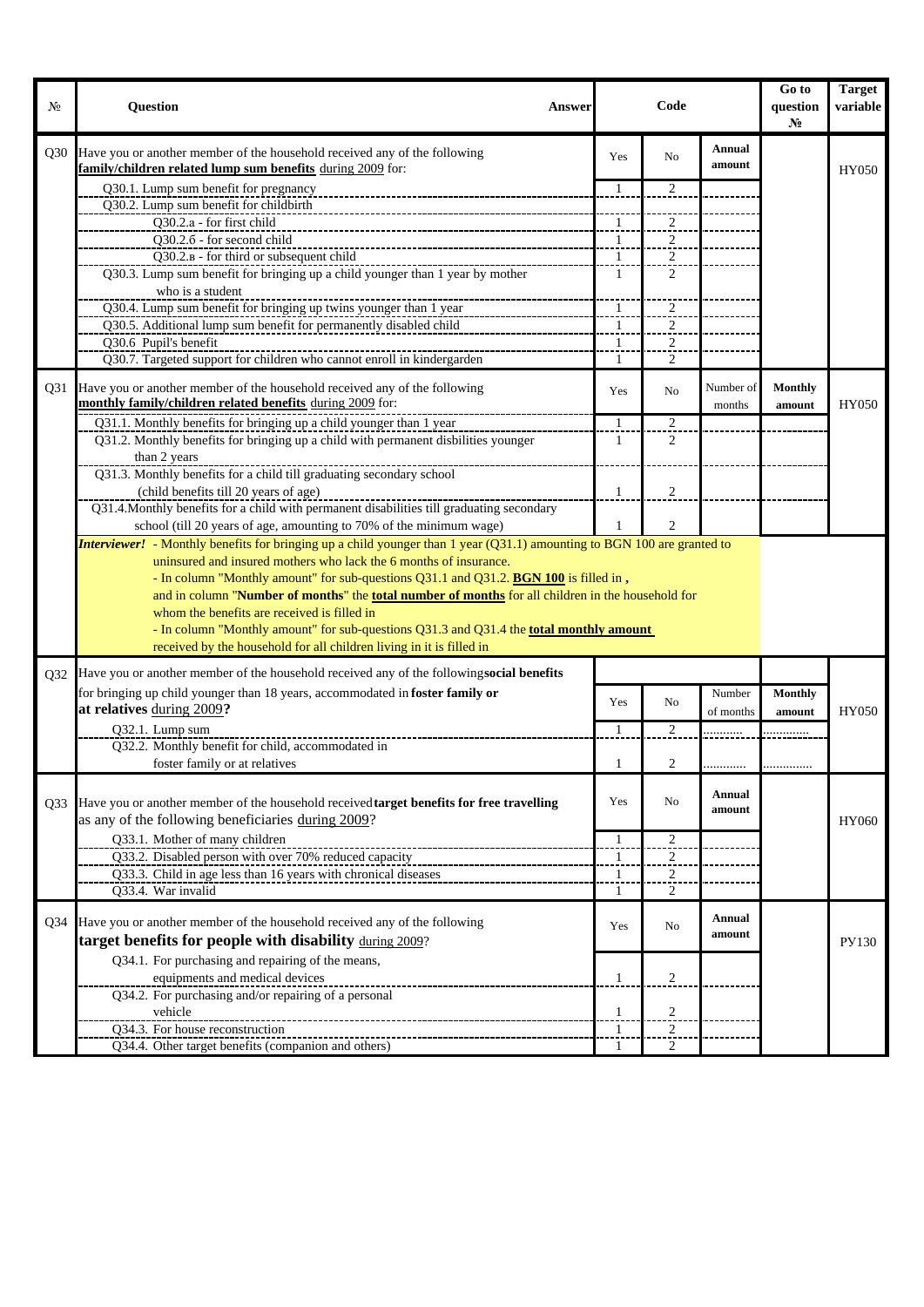| № | Question | Answer | Code | | | Go to question № | Target variable |
|---|---|---|---|---|---|---|---|
| Q30 | Have you or another member of the household received any of the following **family/children related lump sum benefits** during 2009 for: | | Yes | No | **Annual amount** | | HY050 |
| | Q30.1. Lump sum benefit for pregnancy | | 1 | 2 | | | |
| | Q30.2. Lump sum benefit for childbirth | | | | | | |
| | Q30.2.a - for first child | | 1 | 2 | | | |
| | Q30.2.б - for second child | | 1 | 2 | | | |
| | Q30.2.в - for third or subsequent child | | 1 | 2 | | | |
| | Q30.3. Lump sum benefit for bringing up a child younger than 1 year by mother who is a student | | 1 | 2 | | | |
| | Q30.4. Lump sum benefit for bringing up twins younger than 1 year | | 1 | 2 | | | |
| | Q30.5. Additional lump sum benefit for permanently disabled child | | 1 | 2 | | | |
| | Q30.6 Pupil's benefit | | 1 | 2 | | | |
| | Q30.7. Targeted support for children who cannot enroll in kindergarden | | 1 | 2 | | | |
| Q31 | Have you or another member of the household received any of the following **monthly family/children related benefits** during 2009 for: | | Yes | No | Number of months | **Monthly amount** | HY050 |
| | Q31.1. Monthly benefits for bringing up a child younger than 1 year | | 1 | 2 | | | |
| | Q31.2. Monthly benefits for bringing up a child with permanent disbilities younger than 2 years | | 1 | 2 | | | |
| | Q31.3. Monthly benefits for a child till graduating secondary school (child benefits till 20 years of age) | | 1 | 2 | | | |
| | Q31.4.Monthly benefits for a child with permanent disabilities till graduating secondary school (till 20 years of age, amounting to 70% of the minimum wage) | | 1 | 2 | | | |
| | ***Interviewer!*** - Monthly benefits for bringing up a child younger than 1 year (Q31.1) amounting to BGN 100 are granted to uninsured and insured mothers who lack the 6 months of insurance. - In column "Monthly amount" for sub-questions Q31.1 and Q31.2. **BGN 100** is filled in **,** and in column "**Number of months**" the **total number of months** for all children in the household for whom the benefits are received is filled in - In column "Monthly amount" for sub-questions Q31.3 and Q31.4 the **total monthly amount** received by the household for all children living in it is filled in | | | | | | |
| Q32 | Have you or another member of the household received any of the following **social benefits** for bringing up child younger than 18 years, accommodated in **foster family or at relatives** during 2009**?** | | Yes | No | Number of months | **Monthly amount** | HY050 |
| | Q32.1. Lump sum | | 1 | 2 | .......... | ............ | |
| | Q32.2. Monthly benefit for child, accommodated in foster family or at relatives | | 1 | 2 | ............ | .............. | |
| Q33 | Have you or another member of the household received **target benefits for free travelling** as any of the following beneficiaries during 2009? | | Yes | No | **Annual amount** | | HY060 |
| | Q33.1. Mother of many children | | 1 | 2 | | | |
| | Q33.2. Disabled person with over 70% reduced capacity | | 1 | 2 | | | |
| | Q33.3. Child in age less than 16 years with chronical diseases | | 1 | 2 | | | |
| | Q33.4. War invalid | | 1 | 2 | | | |
| Q34 | Have you or another member of the household received any of the following **target benefits for people with disability** during 2009? | | Yes | No | **Annual amount** | | PY130 |
| | Q34.1. For purchasing and repairing of the means, equipments and medical devices | | 1 | 2 | | | |
| | Q34.2. For purchasing and/or repairing of a personal vehicle | | 1 | 2 | | | |
| | Q34.3. For house reconstruction | | 1 | 2 | | | |
| | Q34.4. Other target benefits (companion and others) | | 1 | 2 | | | |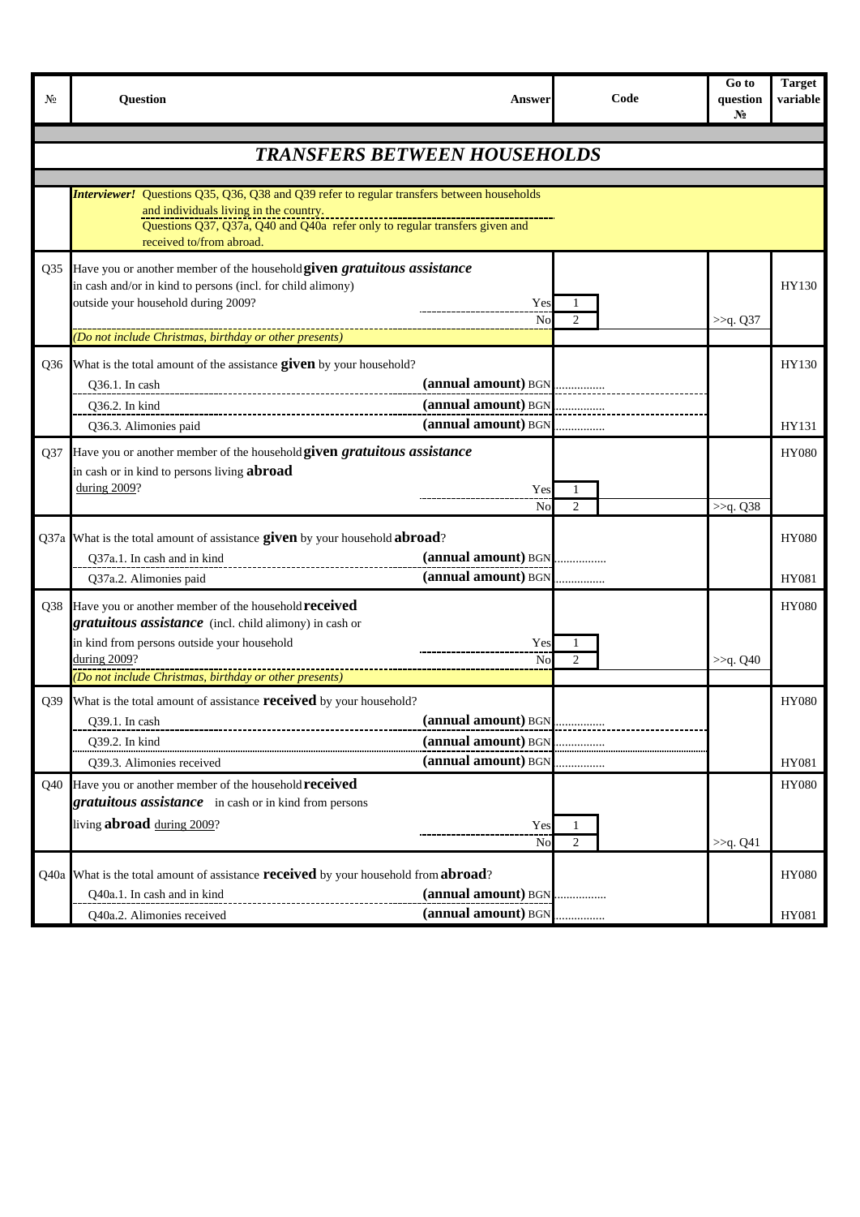| № | Question | Answer | Code | Go to question № | Target variable |
|---|---|---|---|---|---|
| | ***TRANSFERS BETWEEN HOUSEHOLDS*** | | | | |
| | ***Interviewer!*** Questions Q35, Q36, Q38 and Q39 refer to regular transfers between households and individuals living in the country. Questions Q37, Q37a, Q40 and Q40a refer only to regular transfers given and received to/from abroad. | | | | |
| Q35 | Have you or another member of the household **given *gratuitous assistance*** in cash and/or in kind to persons (incl. for child alimony) outside your household during 2009? | | | | HY130 |
| | | Yes | 1 | | |
| | | No | 2 | >>q. Q37 | |
| | *(Do not include Christmas, birthday or other presents)* | | | | |
| Q36 | What is the total amount of the assistance **given** by your household? | | | | HY130 |
| | Q36.1. In cash | **(annual amount)** BGN | ............... | | |
| | Q36.2. In kind | **(annual amount)** BGN | ............... | | |
| | Q36.3. Alimonies paid | **(annual amount)** BGN | ............... | | HY131 |
| Q37 | Have you or another member of the household **given *gratuitous assistance*** in cash or in kind to persons living **abroad** during 2009? | | | | HY080 |
| | | Yes | 1 | | |
| | | No | 2 | >>q. Q38 | |
| Q37a | What is the total amount of assistance **given** by your household **abroad**? | | | | HY080 |
| | Q37a.1. In cash and in kind | **(annual amount)** BGN | ............... | | |
| | Q37a.2. Alimonies paid | **(annual amount)** BGN | ............... | | HY081 |
| Q38 | Have you or another member of the household **received *gratuitous assistance*** (incl. child alimony) in cash or in kind from persons outside your household during 2009? | | | | HY080 |
| | | Yes | 1 | | |
| | | No | 2 | >>q. Q40 | |
| | *(Do not include Christmas, birthday or other presents)* | | | | |
| Q39 | What is the total amount of assistance **received** by your household? | | | | HY080 |
| | Q39.1. In cash | **(annual amount)** BGN | ............... | | |
| | Q39.2. In kind | **(annual amount)** BGN | ............... | | |
| | Q39.3. Alimonies received | **(annual amount)** BGN | ............... | | HY081 |
| Q40 | Have you or another member of the household **received *gratuitous assistance*** in cash or in kind from persons living **abroad** during 2009? | | | | HY080 |
| | | Yes | 1 | | |
| | | No | 2 | >>q. Q41 | |
| Q40a | What is the total amount of assistance **received** by your household from **abroad**? | | | | HY080 |
| | Q40a.1. In cash and in kind | **(annual amount)** BGN | ............... | | |
| | Q40a.2. Alimonies received | **(annual amount)** BGN | ............... | | HY081 |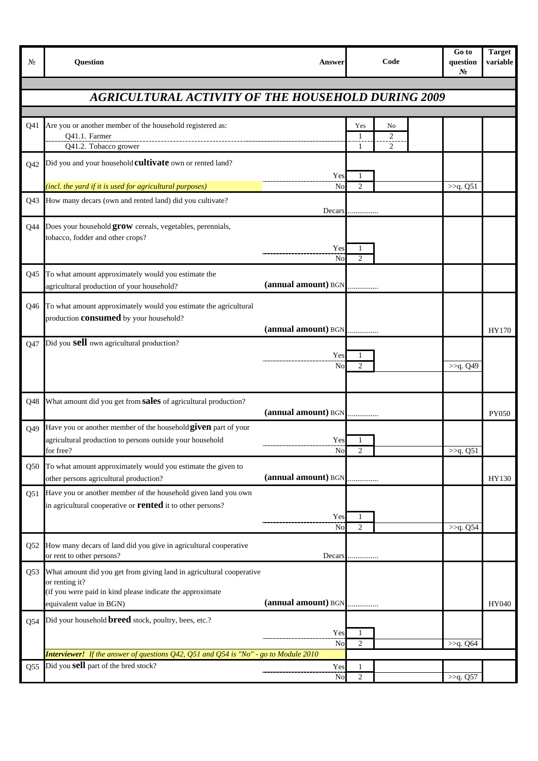| № | Question | Answer | Code | | Go to question № | Target variable |
|---|---|---|---|---|---|---|
| | **AGRICULTURAL ACTIVITY OF THE HOUSEHOLD DURING 2009** | | | | | |
| Q41 | Are you or another member of the household registered as: | | Yes | No | | |
| | Q41.1. Farmer | | 1 | 2 | | |
| | Q41.2. Tobacco grower | | 1 | 2 | | |
| Q42 | Did you and your household **cultivate** own or rented land? | Yes | 1 | | | |
| | *(incl. the yard if it is used for agricultural purposes)* | No | 2 | | >>q. Q51 | |
| Q43 | How many decars (own and rented land) did you cultivate? | Decars | ............... | | | |
| Q44 | Does your household **grow** cereals, vegetables, perennials, tobacco, fodder and other crops? | Yes | 1 | | | |
| | | No | 2 | | | |
| Q45 | To what amount approximately would you estimate the agricultural production of your household? | **(annual amount)** BGN | ............... | | | |
| Q46 | To what amount approximately would you estimate the agricultural production **consumed** by your household? | **(annual amount)** BGN | ............... | | | HY170 |
| Q47 | Did you **sell** own agricultural production? | Yes | 1 | | | |
| | | No | 2 | | >>q. Q49 | |
| Q48 | What amount did you get from **sales** of agricultural production? | **(annual amount)** BGN | ............... | | | PY050 |
| Q49 | Have you or another member of the household **given** part of your agricultural production to persons outside your household for free? | Yes | 1 | | | |
| | | No | 2 | | >>q. Q51 | |
| Q50 | To what amount approximately would you estimate the given to other persons agricultural production? | **(annual amount)** BGN | ............... | | | HY130 |
| Q51 | Have you or another member of the household given land you own in agricultural cooperative or **rented** it to other persons? | Yes | 1 | | | |
| | | No | 2 | | >>q. Q54 | |
| Q52 | How many decars of land did you give in agricultural cooperative or rent to other persons? | Decars | ............... | | | |
| Q53 | What amount did you get from giving land in agricultural cooperative or renting it? (if you were paid in kind please indicate the approximate equivalent value in BGN) | **(annual amount)** BGN | ............... | | | HY040 |
| Q54 | Did your household **breed** stock, poultry, bees, etc.? | Yes | 1 | | | |
| | | No | 2 | | >>q. Q64 | |
| | ***Interviewer!*** *If the answer of questions Q42, Q51 and Q54 is "No" - go to Module 2010* | | | | | |
| Q55 | Did you **sell** part of the bred stock? | Yes | 1 | | | |
| | | No | 2 | | >>q. Q57 | |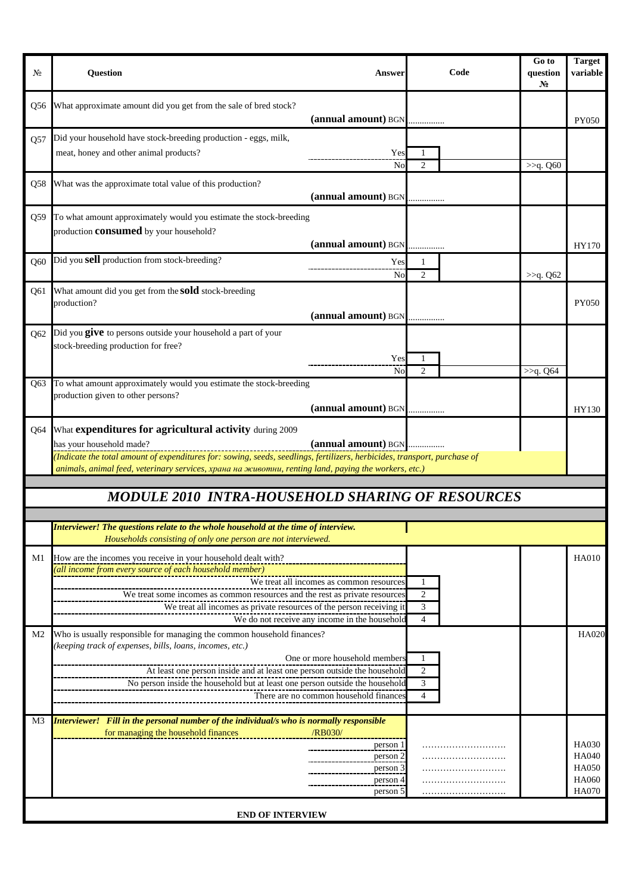| № | Question | Answer | Code | Go to question № | Target variable |
|---|---|---|---|---|---|
| Q56 | What approximate amount did you get from the sale of bred stock? | **(annual amount)** BGN | ............... | | PY050 |
| Q57 | Did your household have stock-breeding production - eggs, milk, meat, honey and other animal products? | Yes | 1 | | |
| | | No | 2 | >>q. Q60 | |
| Q58 | What was the approximate total value of this production? | **(annual amount)** BGN | ............... | | |
| Q59 | To what amount approximately would you estimate the stock-breeding production **consumed** by your household? | **(annual amount)** BGN | ............... | | HY170 |
| Q60 | Did you **sell** production from stock-breeding? | Yes | 1 | | |
| | | No | 2 | >>q. Q62 | |
| Q61 | What amount did you get from the **sold** stock-breeding production? | **(annual amount)** BGN | ............... | | PY050 |
| Q62 | Did you **give** to persons outside your household a part of your stock-breeding production for free? | Yes | 1 | | |
| | | No | 2 | >>q. Q64 | |
| Q63 | To what amount approximately would you estimate the stock-breeding production given to other persons? | **(annual amount)** BGN | ............... | | HY130 |
| Q64 | What **expenditures for agricultural activity** during 2009 has your household made? *(Indicate the total amount of expenditures for: sowing, seeds, seedlings, fertilizers, herbicides, transport, purchase of animals, animal feed, veterinary services, храна на животни, renting land, paying the workers, etc.)* | **(annual amount)** BGN | ............... | | |

## *MODULE 2010 INTRA-HOUSEHOLD SHARING OF RESOURCES*

***Interviewer! The questions relate to the whole household at the time of interview.***
*Households consisting of only one person are not interviewed.*

| № | Question | Answer | Code | Go to question № | Target variable |
|---|---|---|---|---|---|
| M1 | How are the incomes you receive in your household dealt with? *(all income from every source of each household member)* | | | | HA010 |
| | | We treat all incomes as common resources | 1 | | |
| | | We treat some incomes as common resources and the rest as private resources | 2 | | |
| | | We treat all incomes as private resources of the person receiving it | 3 | | |
| | | We do not receive any income in the household | 4 | | |
| M2 | Who is usually responsible for managing the common household finances? *(keeping track of expenses, bills, loans, incomes, etc.)* | | | | HA020 |
| | | One or more household members | 1 | | |
| | | At least one person inside and at least one person outside the household | 2 | | |
| | | No person inside the household but at least one person outside the household | 3 | | |
| | | There are no common household finances | 4 | | |
| M3 | ***Interviewer! Fill in the personal number of the individual/s who is normally responsible for managing the household finances*** /RB030/ | | | | |
| | | person 1 | ……………………… | | HA030 |
| | | person 2 | ……………………… | | HA040 |
| | | person 3 | ……………………… | | HA050 |
| | | person 4 | ……………………… | | HA060 |
| | | person 5 | ……………………… | | HA070 |

**END OF INTERVIEW**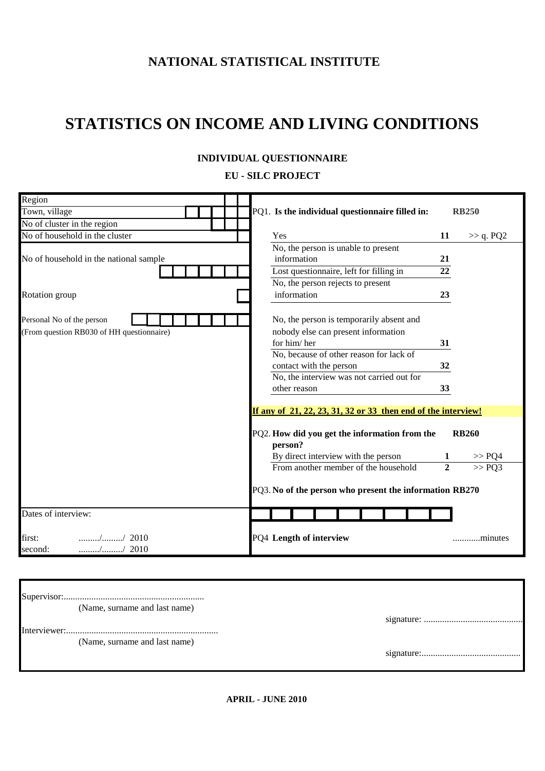## NATIONAL STATISTICAL INSTITUTE

# STATISTICS ON INCOME AND LIVING CONDITIONS

### INDIVIDUAL QUESTIONNAIRE

### EU - SILC PROJECT

| | |
|---|---|
| Region | |
| Town, village | |
| No of cluster in the region | |
| No of household in the cluster | |
| No of household in the national sample | |
| Rotation group | |
| Personal No of the person (From question RB030 of HH questionnaire) | |
| Dates of interview: | |
| first: ........./........./ 2010 | |
| second: ........./........./ 2010 | |

**PQ1. Is the individual questionnaire filled in:** **RB250**

| | | |
|---|---|---|
| Yes | **11** | >> q. PQ2 |
| No, the person is unable to present information | **21** | |
| Lost questionnaire, left for filling in | **22** | |
| No, the person rejects to present information | **23** | |
| No, the person is temporarily absent and nobody else can present information for him/ her | **31** | |
| No, because of other reason for lack of contact with the person | **32** | |
| No, the interview was not carried out for other reason | **33** | |

**If any of 21, 22, 23, 31, 32 or 33 then end of the interview!**

**PQ2. How did you get the information from the person?** **RB260**

| | | |
|---|---|---|
| By direct interview with the person | **1** | >> PQ4 |
| From another member of the household | **2** | >> PQ3 |

**PQ3. No of the person who present the information RB270**

PQ4 **Length of interview** ............minutes

Supervisor:.............................................................
(Name, surname and last name)

signature: ...........................................

Interviewer:..................................................................
(Name, surname and last name)

signature:...........................................

**APRIL - JUNE 2010**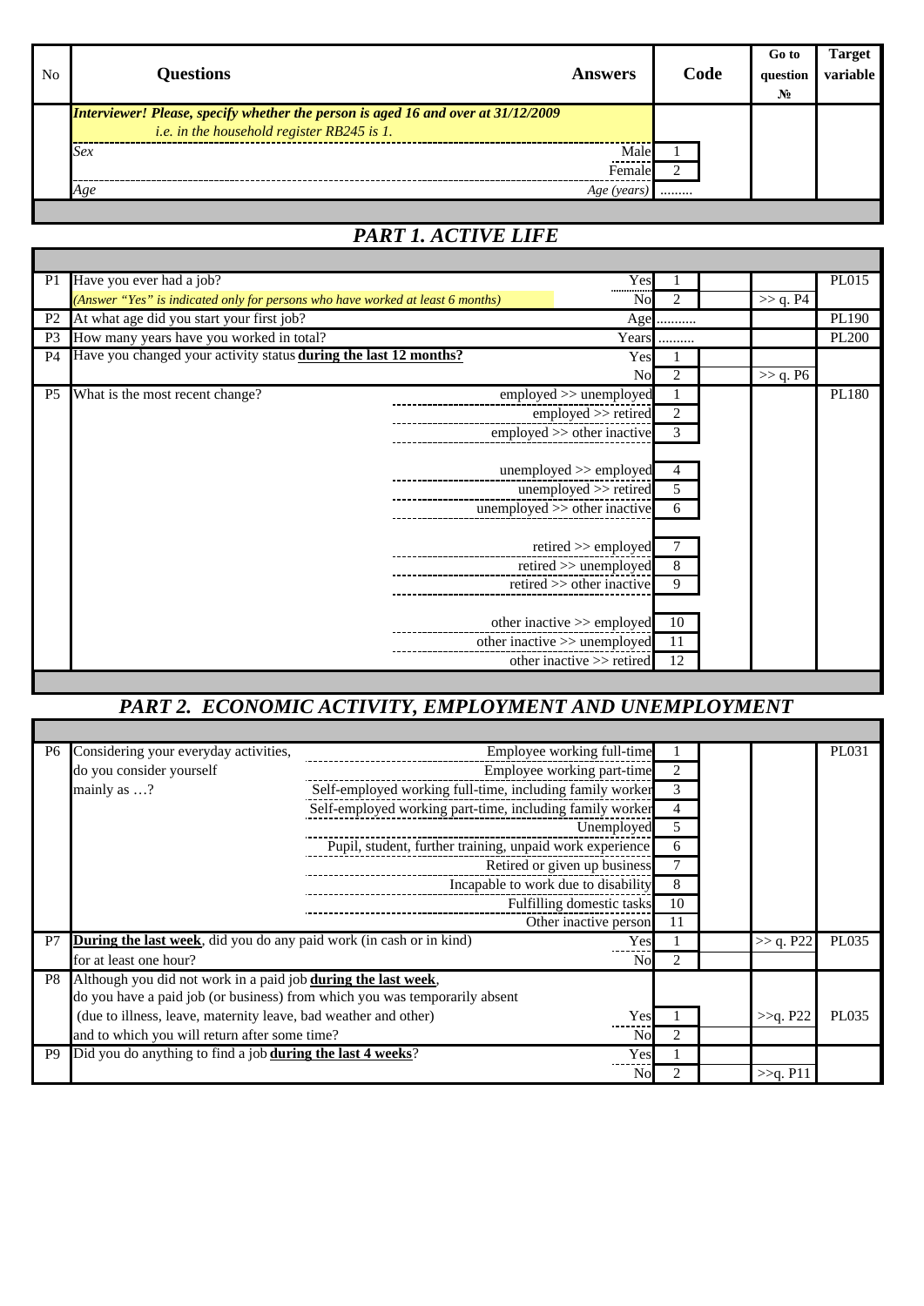| No | Questions | Answers | Code | Go to question № | Target variable |
|---|---|---|---|---|---|
| | ***Interviewer! Please, specify whether the person is aged 16 and over at 31/12/2009*** *i.e. in the household register RB245 is 1.* | | | | |
| | *Sex* | Male | 1 | | |
| | | Female | 2 | | |
| | *Age* | *Age (years)* | ……… | | |

## *PART 1. ACTIVE LIFE*

| No | Questions | Answers | Code | Go to question № | Target variable |
|---|---|---|---|---|---|
| P1 | Have you ever had a job? | Yes | 1 | | PL015 |
| | *(Answer “Yes” is indicated only for persons who have worked at least 6 months)* | No | 2 | >> q. P4 | |
| P2 | At what age did you start your first job? | Age | ……….. | | PL190 |
| P3 | How many years have you worked in total? | Years | ……… | | PL200 |
| P4 | Have you changed your activity status **<u>during the last 12 months?</u>** | Yes | 1 | | |
| | | No | 2 | >> q. P6 | |
| P5 | What is the most recent change? | employed >> unemployed | 1 | | PL180 |
| | | employed >> retired | 2 | | |
| | | employed >> other inactive | 3 | | |
| | | unemployed >> employed | 4 | | |
| | | unemployed >> retired | 5 | | |
| | | unemployed >> other inactive | 6 | | |
| | | retired >> employed | 7 | | |
| | | retired >> unemployed | 8 | | |
| | | retired >> other inactive | 9 | | |
| | | other inactive >> employed | 10 | | |
| | | other inactive >> unemployed | 11 | | |
| | | other inactive >> retired | 12 | | |

## *PART 2. ECONOMIC ACTIVITY, EMPLOYMENT AND UNEMPLOYMENT*

| No | Questions | Answers | Code | Go to question № | Target variable |
|---|---|---|---|---|---|
| P6 | Considering your everyday activities, do you consider yourself mainly as …? | Employee working full-time | 1 | | PL031 |
| | | Employee working part-time | 2 | | |
| | | Self-employed working full-time, including family worker | 3 | | |
| | | Self-employed working part-time, including family worker | 4 | | |
| | | Unemployed | 5 | | |
| | | Pupil, student, further training, unpaid work experience | 6 | | |
| | | Retired or given up business | 7 | | |
| | | Incapable to work due to disability | 8 | | |
| | | Fulfilling domestic tasks | 10 | | |
| | | Other inactive person | 11 | | |
| P7 | **<u>During the last week</u>**, did you do any paid work (in cash or in kind) for at least one hour? | Yes | 1 | >> q. P22 | PL035 |
| | | No | 2 | | |
| P8 | Although you did not work in a paid job **<u>during the last week</u>**, do you have a paid job (or business) from which you was temporarily absent (due to illness, leave, maternity leave, bad weather and other) and to which you will return after some time? | Yes | 1 | >>q. P22 | PL035 |
| | | No | 2 | | |
| P9 | Did you do anything to find a job **<u>during the last 4 weeks</u>**? | Yes | 1 | | |
| | | No | 2 | >>q. P11 | |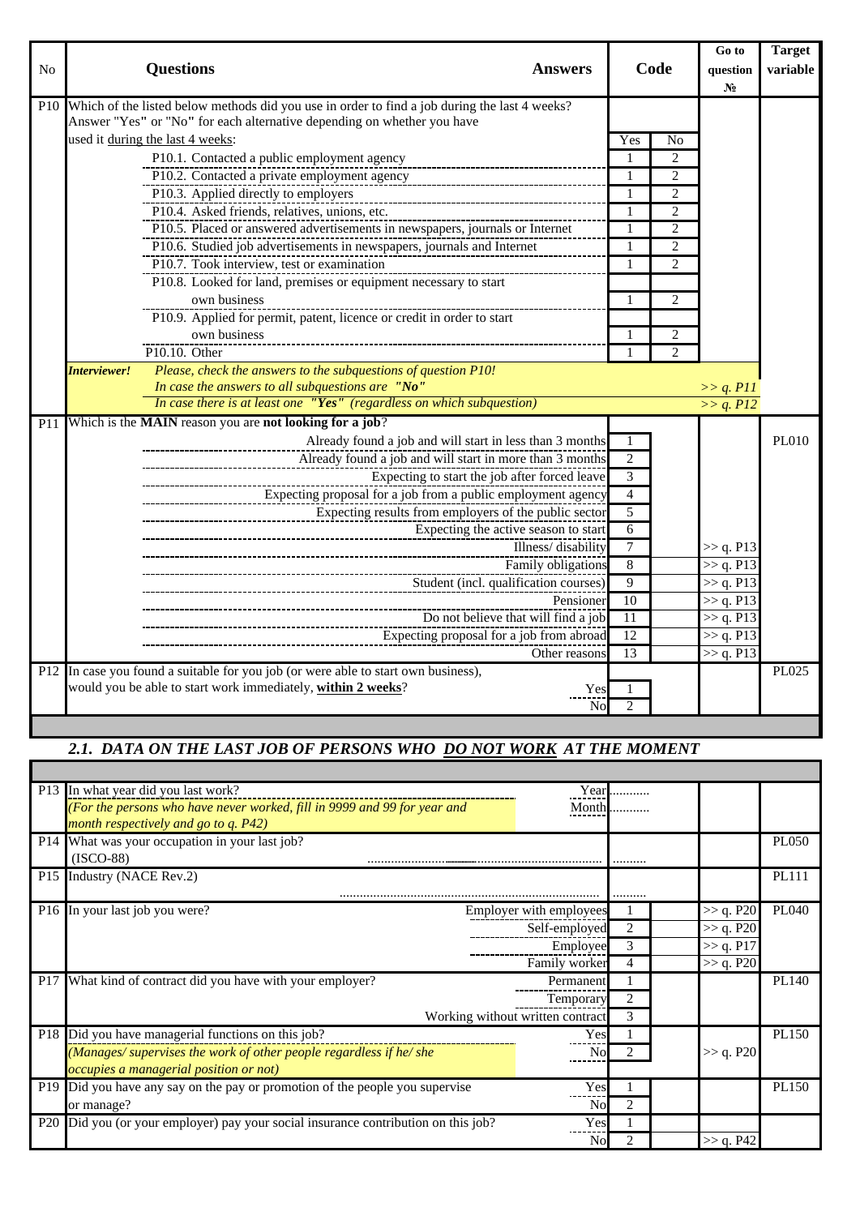| No | Questions | Answers | Code | | Go to question № | Target variable |
|---|---|---|---|---|---|---|
| P10 | Which of the listed below methods did you use in order to find a job during the last 4 weeks? Answer "Yes" or "No" for each alternative depending on whether you have used it during the last 4 weeks: | | Yes | No | | |
| | P10.1. Contacted a public employment agency | | 1 | 2 | | |
| | P10.2. Contacted a private employment agency | | 1 | 2 | | |
| | P10.3. Applied directly to employers | | 1 | 2 | | |
| | P10.4. Asked friends, relatives, unions, etc. | | 1 | 2 | | |
| | P10.5. Placed or answered advertisements in newspapers, journals or Internet | | 1 | 2 | | |
| | P10.6. Studied job advertisements in newspapers, journals and Internet | | 1 | 2 | | |
| | P10.7. Took interview, test or examination | | 1 | 2 | | |
| | P10.8. Looked for land, premises or equipment necessary to start own business | | 1 | 2 | | |
| | P10.9. Applied for permit, patent, licence or credit in order to start own business | | 1 | 2 | | |
| | P10.10. Other | | 1 | 2 | | |
| | ***Interviewer!*** *Please, check the answers to the subquestions of question P10!* | | | | | |
| | *In case the answers to all subquestions are "**No**"* | | | | *>> q. P11* | |
| | *In case there is at least one "**Yes**" (regardless on which subquestion)* | | | | *>> q. P12* | |
| P11 | Which is the **MAIN** reason you are **not looking for a job**? | Already found a job and will start in less than 3 months | 1 | | | PL010 |
| | | Already found a job and will start in more than 3 months | 2 | | | |
| | | Expecting to start the job after forced leave | 3 | | | |
| | | Expecting proposal for a job from a public employment agency | 4 | | | |
| | | Expecting results from employers of the public sector | 5 | | | |
| | | Expecting the active season to start | 6 | | | |
| | | Illness/ disability | 7 | | >> q. P13 | |
| | | Family obligations | 8 | | >> q. P13 | |
| | | Student (incl. qualification courses) | 9 | | >> q. P13 | |
| | | Pensioner | 10 | | >> q. P13 | |
| | | Do not believe that will find a job | 11 | | >> q. P13 | |
| | | Expecting proposal for a job from abroad | 12 | | >> q. P13 | |
| | | Other reasons | 13 | | >> q. P13 | |
| P12 | In case you found a suitable for you job (or were able to start own business), would you be able to start work immediately, **within 2 weeks**? | Yes | 1 | | | PL025 |
| | | No | 2 | | | |

## *2.1. DATA ON THE LAST JOB OF PERSONS WHO DO NOT WORK AT THE MOMENT*

| No | Questions | Answers | Code | | Go to question № | Target variable |
|---|---|---|---|---|---|---|
| P13 | In what year did you last work? *(For the persons who have never worked, fill in 9999 and 99 for year and month respectively and go to q. P42)* | Year | ........... | | | |
| | | Month | ........... | | | |
| P14 | What was your occupation in your last job? (ISCO-88) | .................................................................... | ......... | | | PL050 |
| P15 | Industry (NACE Rev.2) | ............................................................................ | ......... | | | PL111 |
| P16 | In your last job you were? | Employer with employees | 1 | | >> q. P20 | PL040 |
| | | Self-employed | 2 | | >> q. P20 | |
| | | Employee | 3 | | >> q. P17 | |
| | | Family worker | 4 | | >> q. P20 | |
| P17 | What kind of contract did you have with your employer? | Permanent | 1 | | | PL140 |
| | | Temporary | 2 | | | |
| | | Working without written contract | 3 | | | |
| P18 | Did you have managerial functions on this job? *(Manages/ supervises the work of other people regardless if he/ she occupies a managerial position or not)* | Yes | 1 | | | PL150 |
| | | No | 2 | | >> q. P20 | |
| P19 | Did you have any say on the pay or promotion of the people you supervise or manage? | Yes | 1 | | | PL150 |
| | | No | 2 | | | |
| P20 | Did you (or your employer) pay your social insurance contribution on this job? | Yes | 1 | | | |
| | | No | 2 | | >> q. P42 | |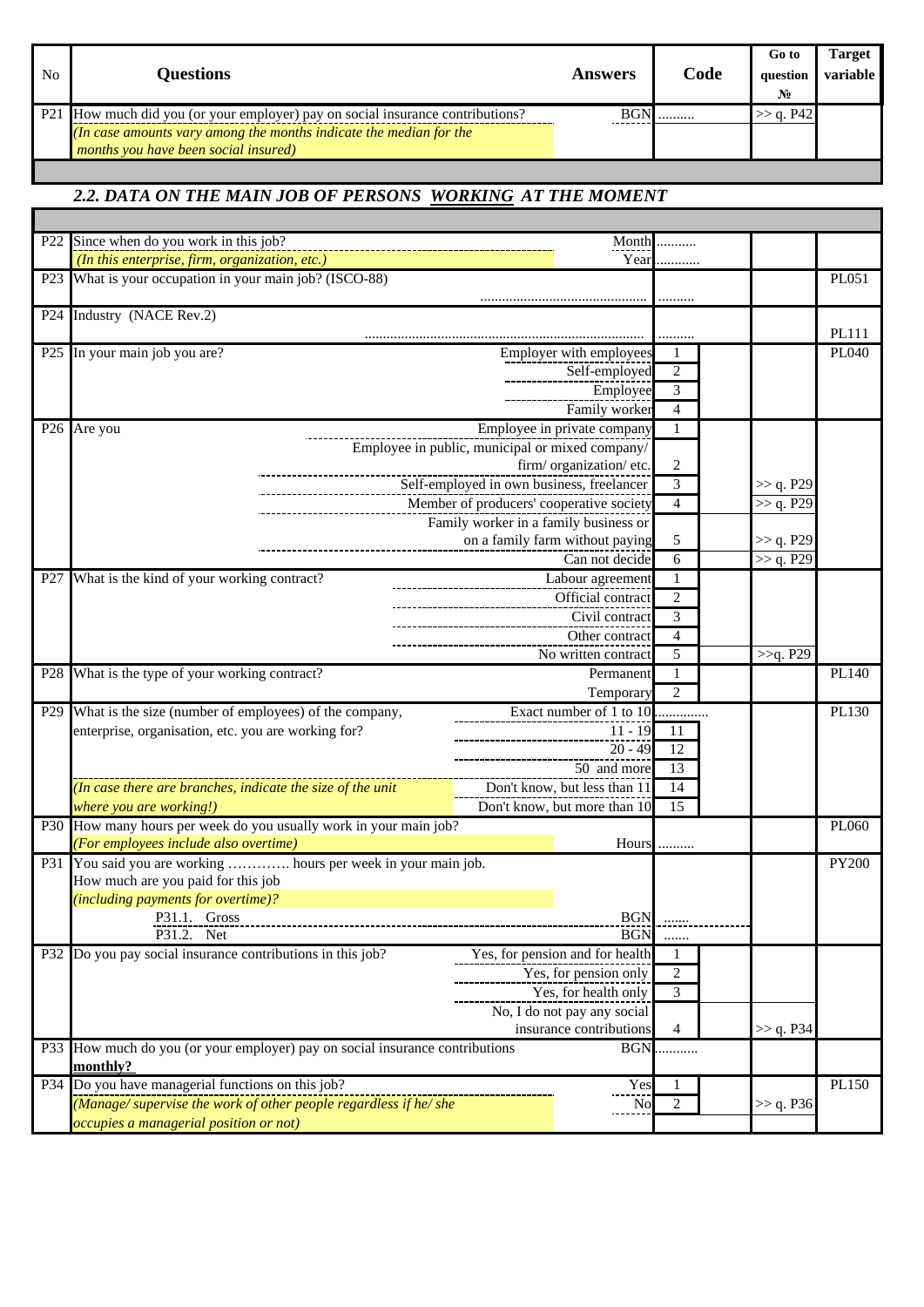| No | Questions | Answers | Code | Go to question № | Target variable |
|---|---|---|---|---|---|
| P21 | How much did you (or your employer) pay on social insurance contributions? *(In case amounts vary among the months indicate the median for the months you have been social insured)* | BGN | .......... | >> q. P42 | |

## 2.2. DATA ON THE MAIN JOB OF PERSONS WORKING AT THE MOMENT

| No | Questions | Answers | Code | Go to question № | Target variable |
|---|---|---|---|---|---|
| P22 | Since when do you work in this job? *(In this enterprise, firm, organization, etc.)* | Month | .......... | | |
| | | Year | ........... | | |
| P23 | What is your occupation in your main job? (ISCO-88) | ............................................. | .......... | | PL051 |
| P24 | Industry (NACE Rev.2) | ........................................................................... | .......... | | PL111 |
| P25 | In your main job you are? | Employer with employees | 1 | | PL040 |
| | | Self-employed | 2 | | |
| | | Employee | 3 | | |
| | | Family worker | 4 | | |
| P26 | Are you | Employee in private company | 1 | | |
| | | Employee in public, municipal or mixed company/ firm/ organization/ etc. | 2 | | |
| | | Self-employed in own business, freelancer | 3 | >> q. P29 | |
| | | Member of producers' cooperative society | 4 | >> q. P29 | |
| | | Family worker in a family business or on a family farm without paying | 5 | >> q. P29 | |
| | | Can not decide | 6 | >> q. P29 | |
| P27 | What is the kind of your working contract? | Labour agreement | 1 | | |
| | | Official contract | 2 | | |
| | | Civil contract | 3 | | |
| | | Other contract | 4 | | |
| | | No written contract | 5 | >>q. P29 | |
| P28 | What is the type of your working contract? | Permanent | 1 | | PL140 |
| | | Temporary | 2 | | |
| P29 | What is the size (number of employees) of the company, enterprise, organisation, etc. you are working for? | Exact number of 1 to 10 | .............. | | PL130 |
| | | 11 - 19 | 11 | | |
| | | 20 - 49 | 12 | | |
| | | 50 and more | 13 | | |
| | *(In case there are branches, indicate the size of the unit* | Don't know, but less than 11 | 14 | | |
| | *where you are working!)* | Don't know, but more than 10 | 15 | | |
| P30 | How many hours per week do you usually work in your main job? *(For employees include also overtime)* | Hours | .......... | | PL060 |
| P31 | You said you are working …………. hours per week in your main job. How much are you paid for this job *(including payments for overtime)?* | | | | PY200 |
| | P31.1. Gross | BGN | ....... | | |
| | P31.2. Net | BGN | ....... | | |
| P32 | Do you pay social insurance contributions in this job? | Yes, for pension and for health | 1 | | |
| | | Yes, for pension only | 2 | | |
| | | Yes, for health only | 3 | | |
| | | No, I do not pay any social insurance contributions | 4 | >> q. P34 | |
| P33 | How much do you (or your employer) pay on social insurance contributions **monthly?** | BGN | ........... | | |
| P34 | Do you have managerial functions on this job? | Yes | 1 | | PL150 |
| | *(Manage/ supervise the work of other people regardless if he/ she occupies a managerial position or not)* | No | 2 | >> q. P36 | |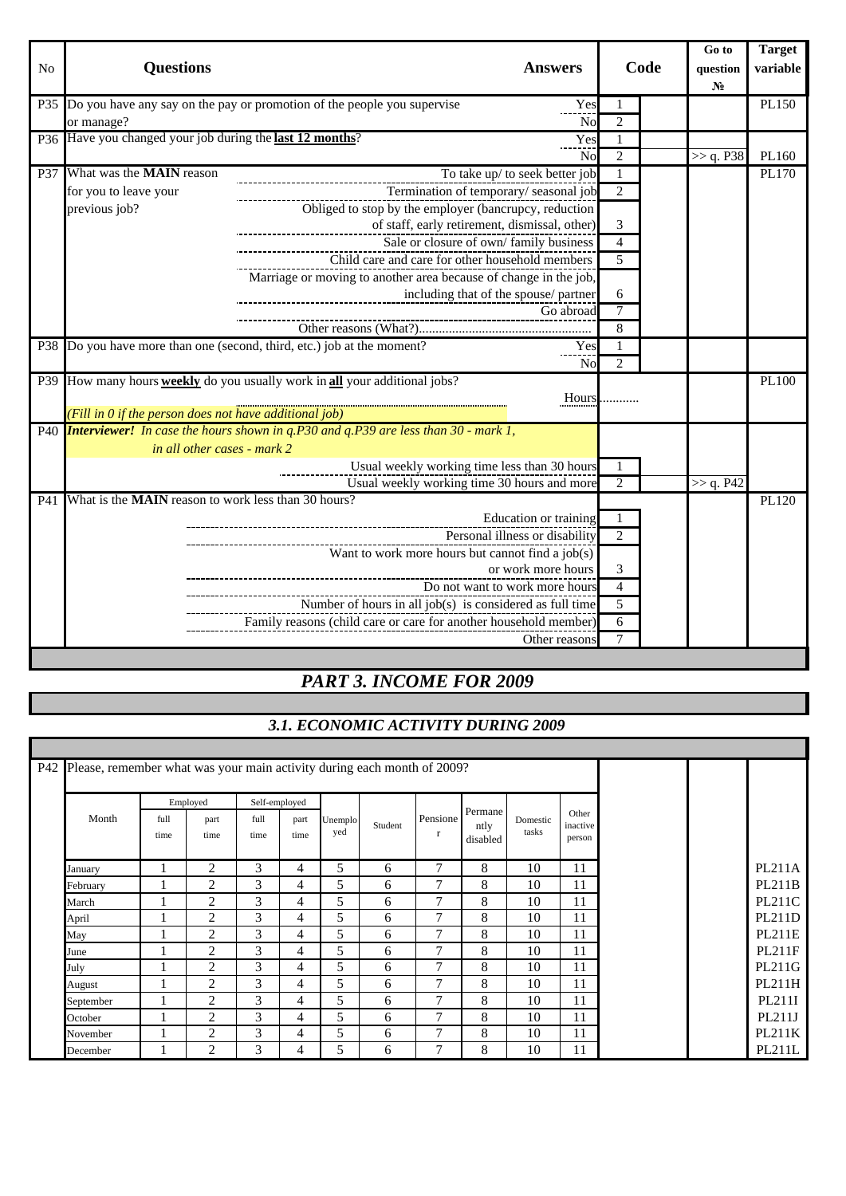| No | Questions | Answers | Code | | Go to question № | Target variable |
|---|---|---|---|---|---|---|
| P35 | Do you have any say on the pay or promotion of the people you supervise or manage? | Yes | 1 | | | PL150 |
| | | No | 2 | | | |
| P36 | Have you changed your job during the **last 12 months**? | Yes | 1 | | | |
| | | No | 2 | | >> q. P38 | PL160 |
| P37 | What was the **MAIN** reason for you to leave your previous job? | To take up/ to seek better job | 1 | | | PL170 |
| | | Termination of temporary/ seasonal job | 2 | | | |
| | | Obliged to stop by the employer (bancrupcy, reduction of staff, early retirement, dismissal, other) | 3 | | | |
| | | Sale or closure of own/ family business | 4 | | | |
| | | Child care and care for other household members | 5 | | | |
| | | Marriage or moving to another area because of change in the job, including that of the spouse/ partner | 6 | | | |
| | | Go abroad | 7 | | | |
| | | Other reasons (What?)..................................................... | 8 | | | |
| P38 | Do you have more than one (second, third, etc.) job at the moment? | Yes | 1 | | | |
| | | No | 2 | | | |
| P39 | How many hours **weekly** do you usually work in **all** your additional jobs? *(Fill in 0 if the person does not have additional job)* | Hours | ........... | | | PL100 |
| P40 | ***Interviewer!*** *In case the hours shown in q.P30 and q.P39 are less than 30 - mark 1, in all other cases - mark 2* | | | | | |
| | | Usual weekly working time less than 30 hours | 1 | | | |
| | | Usual weekly working time 30 hours and more | 2 | | >> q. P42 | |
| P41 | What is the **MAIN** reason to work less than 30 hours? | | | | | PL120 |
| | | Education or training | 1 | | | |
| | | Personal illness or disability | 2 | | | |
| | | Want to work more hours but cannot find a job(s) or work more hours | 3 | | | |
| | | Do not want to work more hours | 4 | | | |
| | | Number of hours in all job(s) is considered as full time | 5 | | | |
| | | Family reasons (child care or care for another household member) | 6 | | | |
| | | Other reasons | 7 | | | |

# PART 3. INCOME FOR 2009

## 3.1. ECONOMIC ACTIVITY DURING 2009

P42 Please, remember what was your main activity during each month of 2009?

| Month | Employed | | Self-employed | | Unemployed | Student | Pensioner | Permanently disabled | Domestic tasks | Other inactive person | Target variable |
|---|---|---|---|---|---|---|---|---|---|---|---|
| | full time | part time | full time | part time | | | | | | | |
| January | 1 | 2 | 3 | 4 | 5 | 6 | 7 | 8 | 10 | 11 | PL211A |
| February | 1 | 2 | 3 | 4 | 5 | 6 | 7 | 8 | 10 | 11 | PL211B |
| March | 1 | 2 | 3 | 4 | 5 | 6 | 7 | 8 | 10 | 11 | PL211C |
| April | 1 | 2 | 3 | 4 | 5 | 6 | 7 | 8 | 10 | 11 | PL211D |
| May | 1 | 2 | 3 | 4 | 5 | 6 | 7 | 8 | 10 | 11 | PL211E |
| June | 1 | 2 | 3 | 4 | 5 | 6 | 7 | 8 | 10 | 11 | PL211F |
| July | 1 | 2 | 3 | 4 | 5 | 6 | 7 | 8 | 10 | 11 | PL211G |
| August | 1 | 2 | 3 | 4 | 5 | 6 | 7 | 8 | 10 | 11 | PL211H |
| September | 1 | 2 | 3 | 4 | 5 | 6 | 7 | 8 | 10 | 11 | PL211I |
| October | 1 | 2 | 3 | 4 | 5 | 6 | 7 | 8 | 10 | 11 | PL211J |
| November | 1 | 2 | 3 | 4 | 5 | 6 | 7 | 8 | 10 | 11 | PL211K |
| December | 1 | 2 | 3 | 4 | 5 | 6 | 7 | 8 | 10 | 11 | PL211L |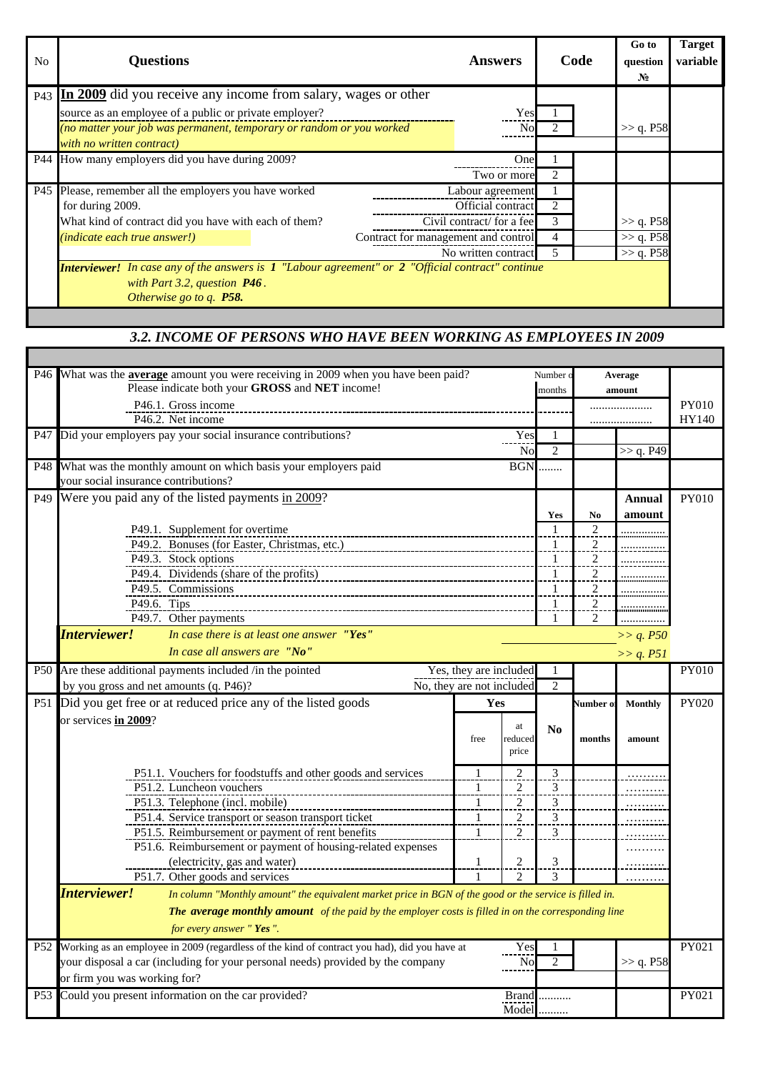| No | Questions | Answers | Code | | Go to question № | Target variable |
|---|---|---|---|---|---|---|
| P43 | **In 2009** did you receive any income from salary, wages or other source as an employee of a public or private employer? *(no matter your job was permanent, temporary or random or you worked with no written contract)* | Yes | 1 | | | |
| | | No | 2 | | >> q. P58 | |
| P44 | How many employers did you have during 2009? | One | 1 | | | |
| | | Two or more | 2 | | | |
| P45 | Please, remember all the employers you have worked for during 2009. What kind of contract did you have with each of them? *(indicate each true answer!)* | Labour agreement | 1 | | | |
| | | Official contract | 2 | | | |
| | | Civil contract/ for a fee | 3 | | >> q. P58 | |
| | | Contract for management and control | 4 | | >> q. P58 | |
| | | No written contract | 5 | | >> q. P58 | |
| | ***Interviewer!*** *In case any of the answers is **1** "Labour agreement" or **2** "Official contract" continue with Part 3.2, question **P46**. Otherwise go to q. **P58.*** | | | | | |

### *3.2. INCOME OF PERSONS WHO HAVE BEEN WORKING AS EMPLOYEES IN 2009*

| No | Questions | | | | | Target variable |
|---|---|---|---|---|---|---|
| P46 | What was the **average** amount you were receiving in 2009 when you have been paid? Please indicate both your **GROSS** and **NET** income! | | Number of months | | Average amount | |
| | P46.1. Gross income | | | | ………………… | PY010 |
| | P46.2. Net income | | | | ………………… | HY140 |
| P47 | Did your employers pay your social insurance contributions? | Yes | 1 | | | |
| | | No | 2 | | >> q. P49 | |
| P48 | What was the monthly amount on which basis your employers paid your social insurance contributions? | BGN | ........ | | | |
| P49 | Were you paid any of the listed payments in 2009? | | Yes | No | Annual amount | PY010 |
| | P49.1. Supplement for overtime | | 1 | 2 | ……………. | |
| | P49.2. Bonuses (for Easter, Christmas, etc.) | | 1 | 2 | ……………. | |
| | P49.3. Stock options | | 1 | 2 | ……………. | |
| | P49.4. Dividends (share of the profits) | | 1 | 2 | ……………. | |
| | P49.5. Commissions | | 1 | 2 | ……………. | |
| | P49.6. Tips | | 1 | 2 | ……………. | |
| | P49.7. Other payments | | 1 | 2 | ……………. | |
| | ***Interviewer!*** *In case there is at least one answer **"Yes"*** | | | | *>> q. P50* | |
| | *In case all answers are **"No"*** | | | | *>> q. P51* | |
| P50 | Are these additional payments included /in the pointed by you gross and net amounts (q. P46)? | Yes, they are included | 1 | | | PY010 |
| | | No, they are not included | 2 | | | |

| No | Questions | Yes: free | Yes: at reduced price | No | Number of months | Monthly amount | Target variable |
|---|---|---|---|---|---|---|---|
| P51 | Did you get free or at reduced price any of the listed goods or services **in 2009**? | | | | | | PY020 |
| | P51.1. Vouchers for foodstuffs and other goods and services | 1 | 2 | 3 | | ……… | |
| | P51.2. Luncheon vouchers | 1 | 2 | 3 | | ……… | |
| | P51.3. Telephone (incl. mobile) | 1 | 2 | 3 | | ……… | |
| | P51.4. Service transport or season transport ticket | 1 | 2 | 3 | | ……… | |
| | P51.5. Reimbursement or payment of rent benefits | 1 | 2 | 3 | | ……… | |
| | P51.6. Reimbursement or payment of housing-related expenses (electricity, gas and water) | 1 | 2 | 3 | | ……… | |
| | P51.7. Other goods and services | 1 | 2 | 3 | | ……… | |
| | ***Interviewer!*** *In column "Monthly amount" the equivalent market price in BGN of the good or the service is filled in. **The average monthly amount** of the paid by the employer costs is filled in on the corresponding line for every answer "**Yes**".* | | | | | | |

| No | Questions | Answers | Code | | Go to question № | Target variable |
|---|---|---|---|---|---|---|
| P52 | Working as an employee in 2009 (regardless of the kind of contract you had), did you have at your disposal a car (including for your personal needs) provided by the company or firm you was working for? | Yes | 1 | | | PY021 |
| | | No | 2 | | >> q. P58 | |
| P53 | Could you present information on the car provided? | Brand | .......... | | | PY021 |
| | | Model | .......... | | | |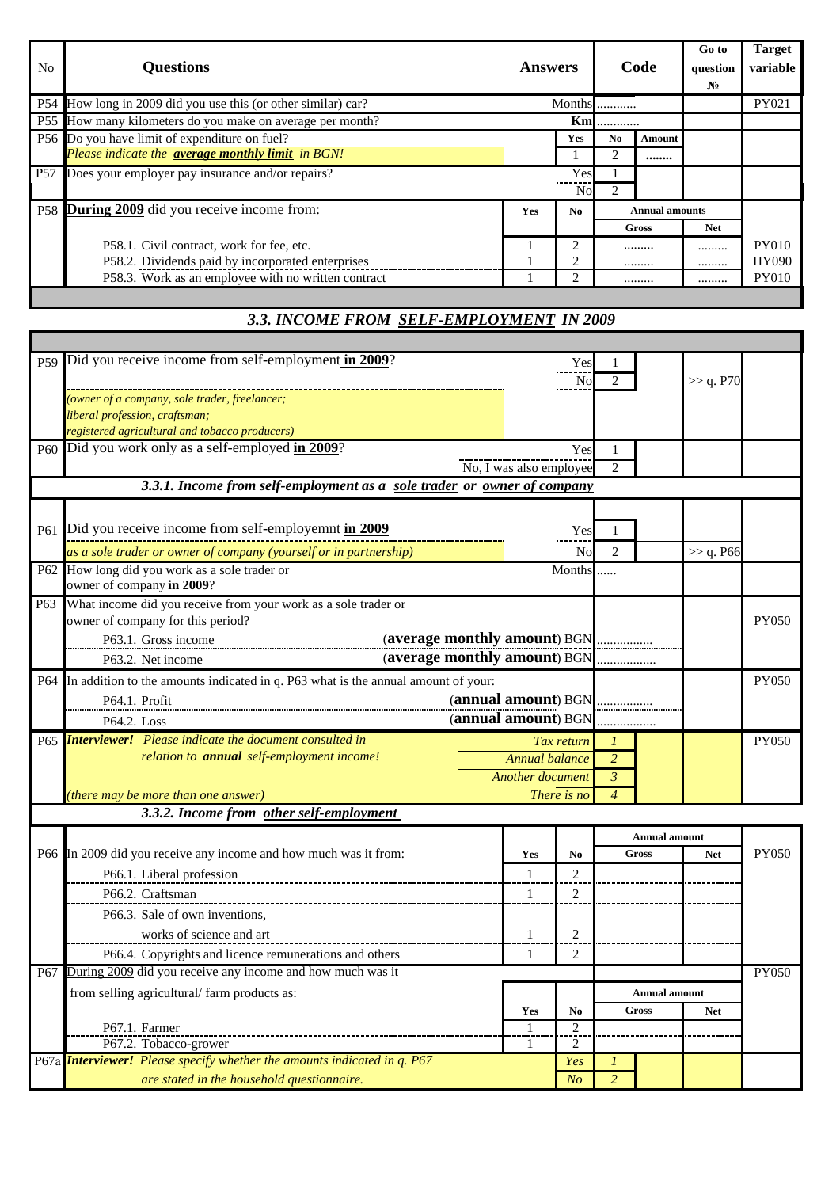| No | Questions | Answers | | Code | | Go to question № | Target variable |
|---|---|---|---|---|---|---|---|
| P54 | How long in 2009 did you use this (or other similar) car? | | Months | ............ | | | PY021 |
| P55 | How many kilometers do you make on average per month? | | Km | ............ | | | |
| P56 | Do you have limit of expenditure on fuel? *Please indicate the **average monthly limit** in BGN!* | | Yes 1 | No 2 | Amount ........ | | |
| P57 | Does your employer pay insurance and/or repairs? | | Yes / No | 1 / 2 | | | |
| P58 | **During 2009** did you receive income from: | Yes | No | Annual amounts Gross | Net | | |
| | P58.1. Civil contract, work for fee, etc. | 1 | 2 | ......... | ......... | | PY010 |
| | P58.2. Dividends paid by incorporated enterprises | 1 | 2 | ......... | ......... | | HY090 |
| | P58.3. Work as an employee with no written contract | 1 | 2 | ......... | ......... | | PY010 |

## *3.3. INCOME FROM SELF-EMPLOYMENT IN 2009*

| No | Questions | Answers | Code | | Go to question № | Target variable |
|---|---|---|---|---|---|---|
| P59 | Did you receive income from self-employment **in 2009**? *(owner of a company, sole trader, freelancer; liberal profession, craftsman; registered agricultural and tobacco producers)* | Yes | 1 | | | |
| | | No | 2 | | >> q. P70 | |
| P60 | Did you work only as a self-employed **in 2009**? | Yes | 1 | | | |
| | | No, I was also employee | 2 | | | |

### *3.3.1. Income from self-employment as a sole trader or owner of company*

| No | Questions | Answers | Code | | Go to question № | Target variable |
|---|---|---|---|---|---|---|
| P61 | Did you receive income from self-employemnt **in 2009** *as a sole trader or owner of company (yourself or in partnership)* | Yes | 1 | | | |
| | | No | 2 | | >> q. P66 | |
| P62 | How long did you work as a sole trader or owner of company **in 2009**? | Months | ...... | | | |
| P63 | What income did you receive from your work as a sole trader or owner of company for this period? | | | | | PY050 |
| | P63.1. Gross income | (**average monthly amount**) BGN | ................. | | | |
| | P63.2. Net income | (**average monthly amount**) BGN | ................. | | | |
| P64 | In addition to the amounts indicated in q. P63 what is the annual amount of your: | | | | | PY050 |
| | P64.1. Profit | (**annual amount**) BGN | ................. | | | |
| | P64.2. Loss | (**annual amount**) BGN | ................. | | | |
| P65 | ***Interviewer!*** *Please indicate the document consulted in relation to **annual** self-employment income!* | *Tax return* | *1* | | | PY050 |
| | | *Annual balance* | *2* | | | |
| | | *Another document* | *3* | | | |
| | *(there may be more than one answer)* | *There is no* | *4* | | | |

### *3.3.2. Income from other self-employment*

| No | Questions | Yes | No | Annual amount Gross | Net | Target variable |
|---|---|---|---|---|---|---|
| P66 | In 2009 did you receive any income and how much was it from: | | | | | PY050 |
| | P66.1. Liberal profession | 1 | 2 | | | |
| | P66.2. Craftsman | 1 | 2 | | | |
| | P66.3. Sale of own inventions, works of science and art | 1 | 2 | | | |
| | P66.4. Copyrights and licence remunerations and others | 1 | 2 | | | |
| P67 | During 2009 did you receive any income and how much was it from selling agricultural/ farm products as: | | | | | PY050 |
| | P67.1. Farmer | 1 | 2 | | | |
| | P67.2. Tobacco-grower | 1 | 2 | | | |
| P67a | ***Interviewer!*** *Please specify whether the amounts indicated in q. P67 are stated in the household questionnaire.* | | *Yes* / *No* | *1* / *2* | | |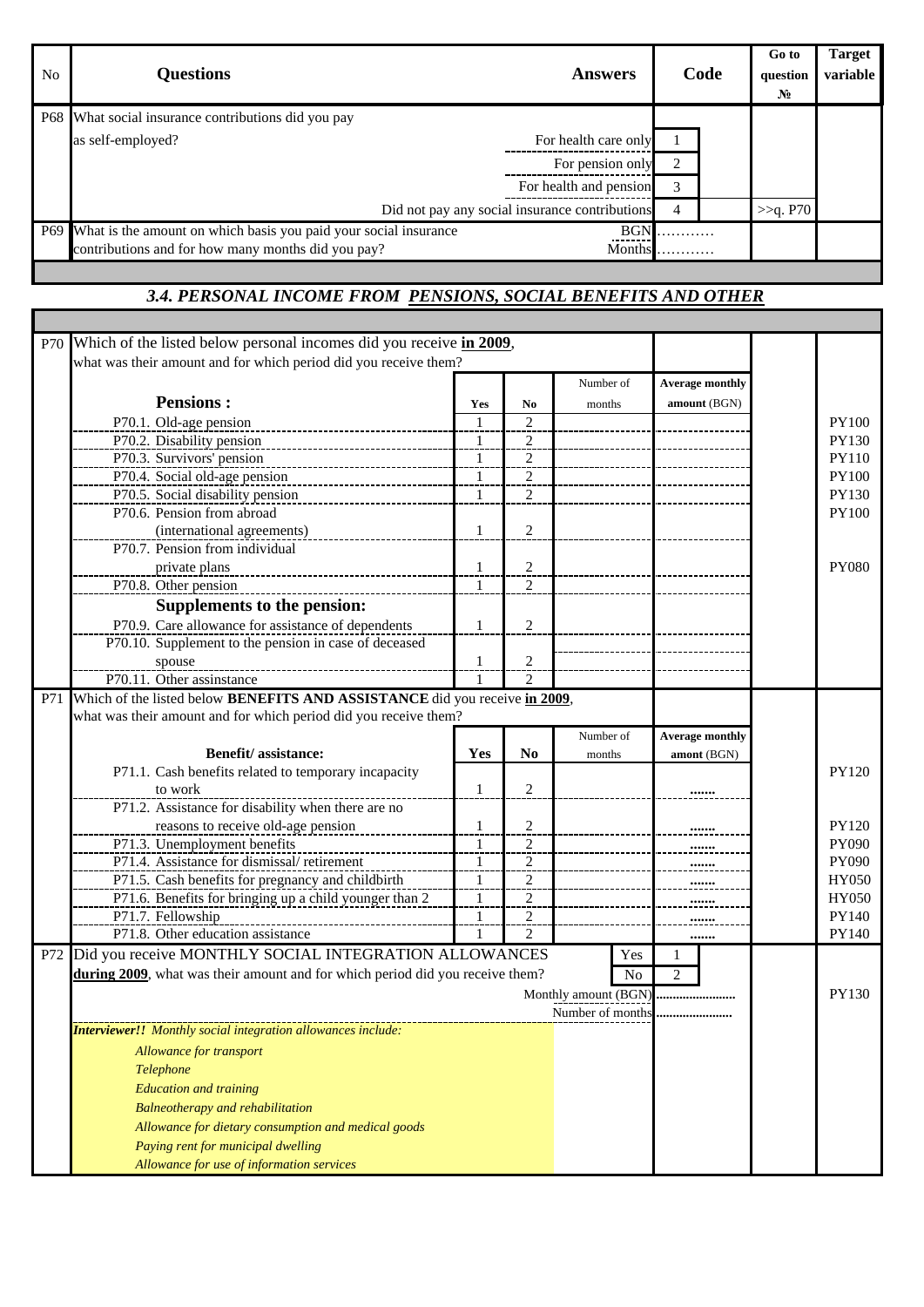| No | Questions | Answers | Code | Go to question № | Target variable |
|---|---|---|---|---|---|
| P68 | What social insurance contributions did you pay as self-employed? | For health care only | 1 | | |
| | | For pension only | 2 | | |
| | | For health and pension | 3 | | |
| | | Did not pay any social insurance contributions | 4 | >>q. P70 | |
| P69 | What is the amount on which basis you paid your social insurance contributions and for how many months did you pay? | BGN | ………… | | |
| | | Months | ………… | | |

## 3.4. PERSONAL INCOME FROM PENSIONS, SOCIAL BENEFITS AND OTHER

| No | Questions | Yes | No | Number of months | Average monthly amount (BGN) | | Target variable |
|---|---|---|---|---|---|---|---|
| P70 | Which of the listed below personal incomes did you receive **in 2009**, what was their amount and for which period did you receive them? | | | | | | |
| | **Pensions :** | | | | | | |
| | P70.1. Old-age pension | 1 | 2 | | | | PY100 |
| | P70.2. Disability pension | 1 | 2 | | | | PY130 |
| | P70.3. Survivors' pension | 1 | 2 | | | | PY110 |
| | P70.4. Social old-age pension | 1 | 2 | | | | PY100 |
| | P70.5. Social disability pension | 1 | 2 | | | | PY130 |
| | P70.6. Pension from abroad (international agreements) | 1 | 2 | | | | PY100 |
| | P70.7. Pension from individual private plans | 1 | 2 | | | | PY080 |
| | P70.8. Other pension | 1 | 2 | | | | |
| | **Supplements to the pension:** | | | | | | |
| | P70.9. Care allowance for assistance of dependents | 1 | 2 | | | | |
| | P70.10. Supplement to the pension in case of deceased spouse | 1 | 2 | | | | |
| | P70.11. Other assistance | 1 | 2 | | | | |
| P71 | Which of the listed below **BENEFITS AND ASSISTANCE** did you receive **in 2009**, what was their amount and for which period did you receive them? | | | | | | |
| | **Benefit/ assistance:** | **Yes** | **No** | Number of months | Average monthly amont (BGN) | | |
| | P71.1. Cash benefits related to temporary incapacity to work | 1 | 2 | | ……. | | PY120 |
| | P71.2. Assistance for disability when there are no reasons to receive old-age pension | 1 | 2 | | ……. | | PY120 |
| | P71.3. Unemployment benefits | 1 | 2 | | ……. | | PY090 |
| | P71.4. Assistance for dismissal/ retirement | 1 | 2 | | ……. | | PY090 |
| | P71.5. Cash benefits for pregnancy and childbirth | 1 | 2 | | ……. | | HY050 |
| | P71.6. Benefits for bringing up a child younger than 2 | 1 | 2 | | ……. | | HY050 |
| | P71.7. Fellowship | 1 | 2 | | ……. | | PY140 |
| | P71.8. Other education assistance | 1 | 2 | | ……. | | PY140 |
| P72 | Did you receive MONTHLY SOCIAL INTEGRATION ALLOWANCES **during 2009**, what was their amount and for which period did you receive them? | | | Yes | 1 | | |
| | | | | No | 2 | | |
| | | | | Monthly amount (BGN) | …………………… | | PY130 |
| | | | | Number of months | …………………… | | |

***Interviewer!!** Monthly social integration allowances include:*

- *Allowance for transport*
- *Telephone*
- *Education and training*
- *Balneotherapy and rehabilitation*
- *Allowance for dietary consumption and medical goods*
- *Paying rent for municipal dwelling*
- *Allowance for use of information services*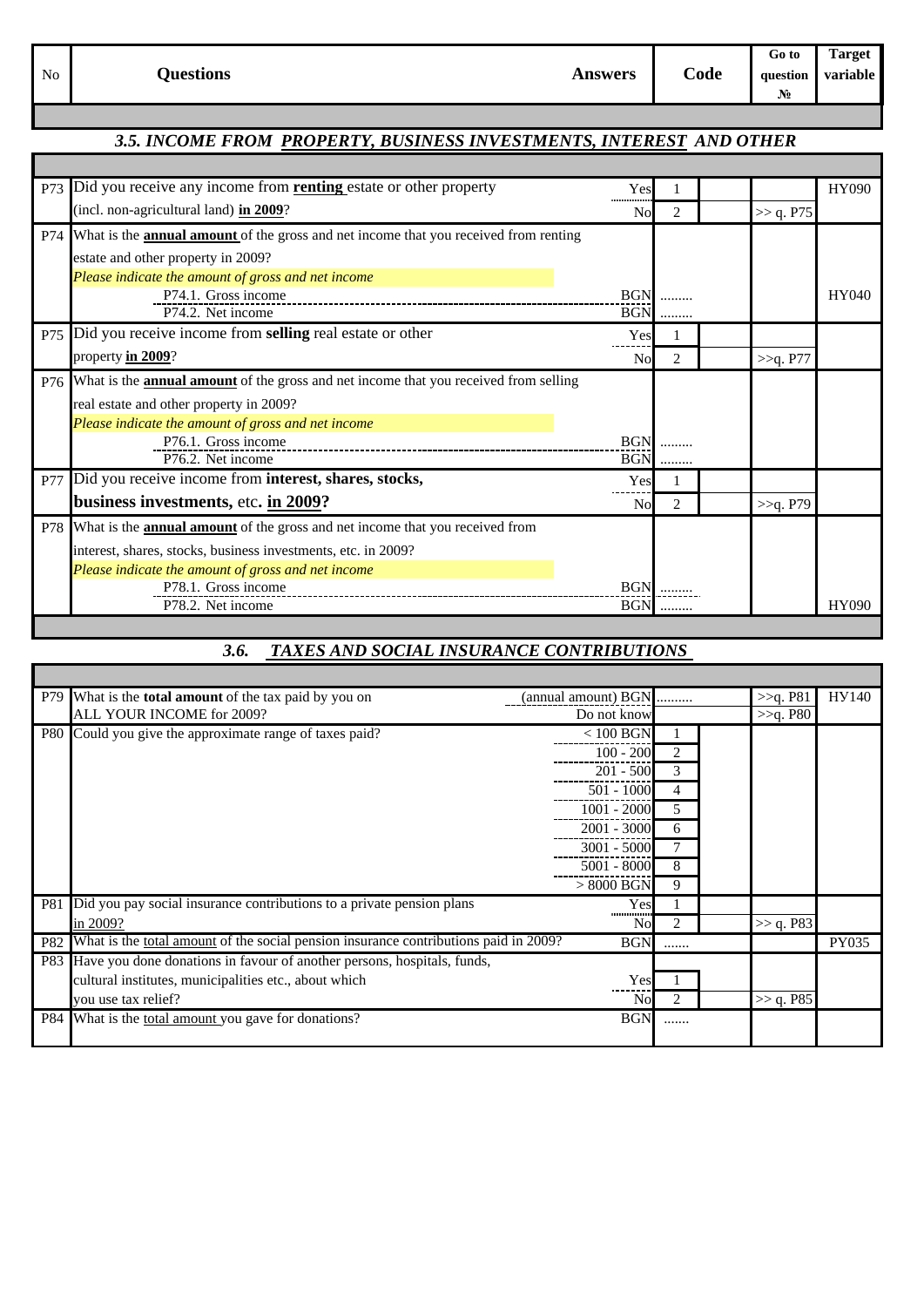| No | Questions | Answers | Code | Go to question № | Target variable |
|---|---|---|---|---|---|

### *3.5. INCOME FROM PROPERTY, BUSINESS INVESTMENTS, INTEREST AND OTHER*

| No | Questions | Answers | Code | | Go to question № | Target variable |
|---|---|---|---|---|---|---|
| P73 | Did you receive any income from **renting** estate or other property (incl. non-agricultural land) **in 2009**? | Yes | 1 | | | HY090 |
| | | No | 2 | | >> q. P75 | |
| P74 | What is the **annual amount** of the gross and net income that you received from renting estate and other property in 2009? *Please indicate the amount of gross and net income* | | | | | |
| | P74.1. Gross income | BGN | ......... | | | HY040 |
| | P74.2. Net income | BGN | ......... | | | |
| P75 | Did you receive income from **selling** real estate or other property **in 2009**? | Yes | 1 | | | |
| | | No | 2 | | >>q. P77 | |
| P76 | What is the **annual amount** of the gross and net income that you received from selling real estate and other property in 2009? *Please indicate the amount of gross and net income* | | | | | |
| | P76.1. Gross income | BGN | ......... | | | |
| | P76.2. Net income | BGN | ......... | | | |
| P77 | Did you receive income from **interest, shares, stocks, business investments,** etc. **in 2009?** | Yes | 1 | | | |
| | | No | 2 | | >>q. P79 | |
| P78 | What is the **annual amount** of the gross and net income that you received from interest, shares, stocks, business investments, etc. in 2009? *Please indicate the amount of gross and net income* | | | | | |
| | P78.1. Gross income | BGN | ......... | | | |
| | P78.2. Net income | BGN | ......... | | | HY090 |

### *3.6. TAXES AND SOCIAL INSURANCE CONTRIBUTIONS*

| No | Questions | Answers | Code | | Go to question № | Target variable |
|---|---|---|---|---|---|---|
| P79 | What is the **total amount** of the tax paid by you on ALL YOUR INCOME for 2009? | (annual amount) BGN | .......... | | >>q. P81 | HY140 |
| | | Do not know | | | >>q. P80 | |
| P80 | Could you give the approximate range of taxes paid? | < 100 BGN | 1 | | | |
| | | 100 - 200 | 2 | | | |
| | | 201 - 500 | 3 | | | |
| | | 501 - 1000 | 4 | | | |
| | | 1001 - 2000 | 5 | | | |
| | | 2001 - 3000 | 6 | | | |
| | | 3001 - 5000 | 7 | | | |
| | | 5001 - 8000 | 8 | | | |
| | | > 8000 BGN | 9 | | | |
| P81 | Did you pay social insurance contributions to a private pension plans in 2009? | Yes | 1 | | | |
| | | No | 2 | | >> q. P83 | |
| P82 | What is the total amount of the social pension insurance contributions paid in 2009? | BGN | ....... | | | PY035 |
| P83 | Have you done donations in favour of another persons, hospitals, funds, cultural institutes, municipalities etc., about which you use tax relief? | Yes | 1 | | | |
| | | No | 2 | | >> q. P85 | |
| P84 | What is the total amount you gave for donations? | BGN | ....... | | | |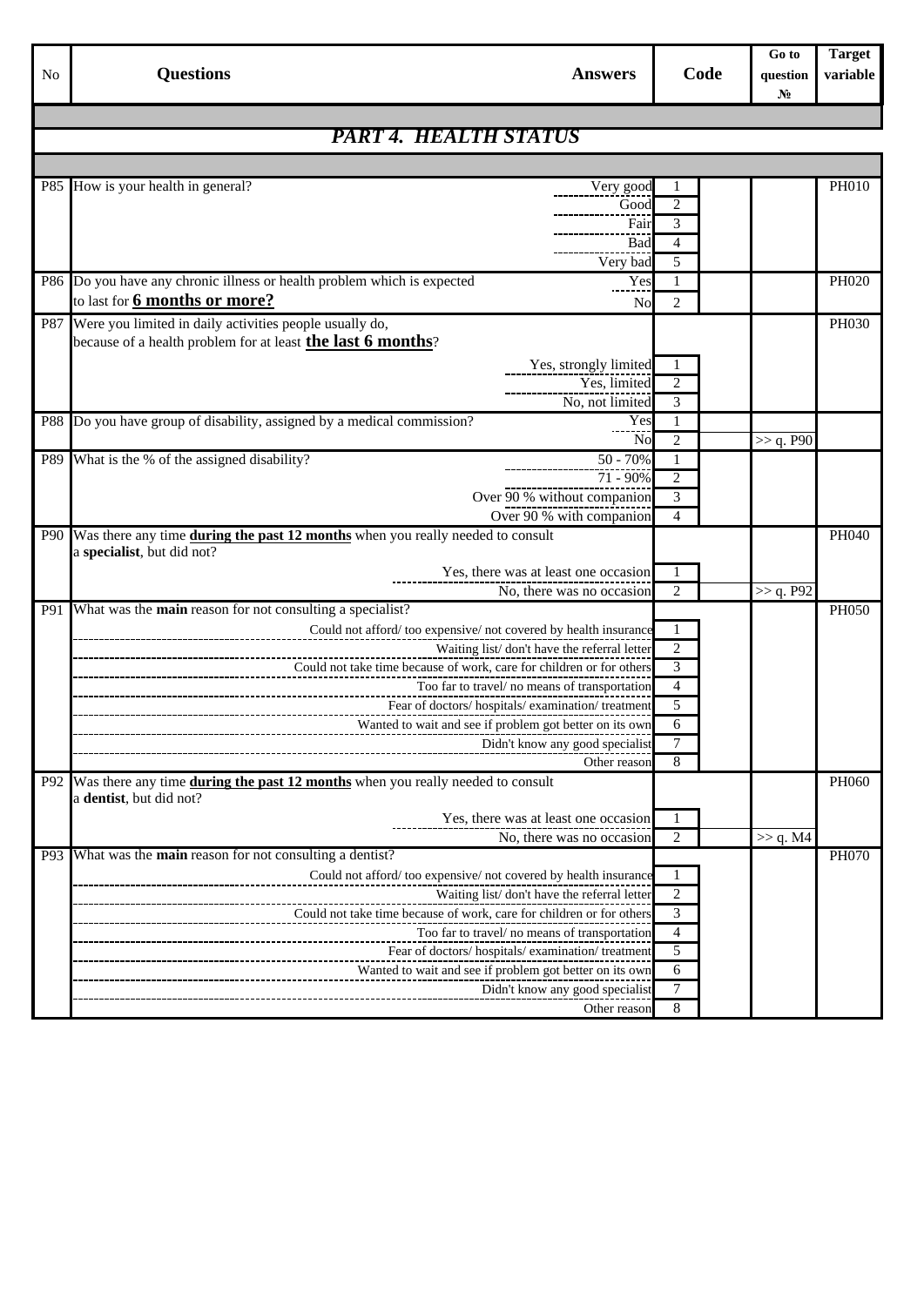| No | Questions | Answers | Code | | Go to question № | Target variable |
|---|---|---|---|---|---|---|
| | ***PART 4. HEALTH STATUS*** | | | | | |
| P85 | How is your health in general? | Very good | 1 | | | PH010 |
| | | Good | 2 | | | |
| | | Fair | 3 | | | |
| | | Bad | 4 | | | |
| | | Very bad | 5 | | | |
| P86 | Do you have any chronic illness or health problem which is expected to last for **6 months or more?** | Yes | 1 | | | PH020 |
| | | No | 2 | | | |
| P87 | Were you limited in daily activities people usually do, because of a health problem for at least **the last 6 months**? | | | | | PH030 |
| | | Yes, strongly limited | 1 | | | |
| | | Yes, limited | 2 | | | |
| | | No, not limited | 3 | | | |
| P88 | Do you have group of disability, assigned by a medical commission? | Yes | 1 | | | |
| | | No | 2 | | >> q. P90 | |
| P89 | What is the % of the assigned disability? | 50 - 70% | 1 | | | |
| | | 71 - 90% | 2 | | | |
| | | Over 90 % without companion | 3 | | | |
| | | Over 90 % with companion | 4 | | | |
| P90 | Was there any time **during the past 12 months** when you really needed to consult a **specialist**, but did not? | | | | | PH040 |
| | | Yes, there was at least one occasion | 1 | | | |
| | | No, there was no occasion | 2 | | >> q. P92 | |
| P91 | What was the **main** reason for not consulting a specialist? | | | | | PH050 |
| | | Could not afford/ too expensive/ not covered by health insurance | 1 | | | |
| | | Waiting list/ don't have the referral letter | 2 | | | |
| | | Could not take time because of work, care for children or for others | 3 | | | |
| | | Too far to travel/ no means of transportation | 4 | | | |
| | | Fear of doctors/ hospitals/ examination/ treatment | 5 | | | |
| | | Wanted to wait and see if problem got better on its own | 6 | | | |
| | | Didn't know any good specialist | 7 | | | |
| | | Other reason | 8 | | | |
| P92 | Was there any time **during the past 12 months** when you really needed to consult a **dentist**, but did not? | | | | | PH060 |
| | | Yes, there was at least one occasion | 1 | | | |
| | | No, there was no occasion | 2 | | >> q. M4 | |
| P93 | What was the **main** reason for not consulting a dentist? | | | | | PH070 |
| | | Could not afford/ too expensive/ not covered by health insurance | 1 | | | |
| | | Waiting list/ don't have the referral letter | 2 | | | |
| | | Could not take time because of work, care for children or for others | 3 | | | |
| | | Too far to travel/ no means of transportation | 4 | | | |
| | | Fear of doctors/ hospitals/ examination/ treatment | 5 | | | |
| | | Wanted to wait and see if problem got better on its own | 6 | | | |
| | | Didn't know any good specialist | 7 | | | |
| | | Other reason | 8 | | | |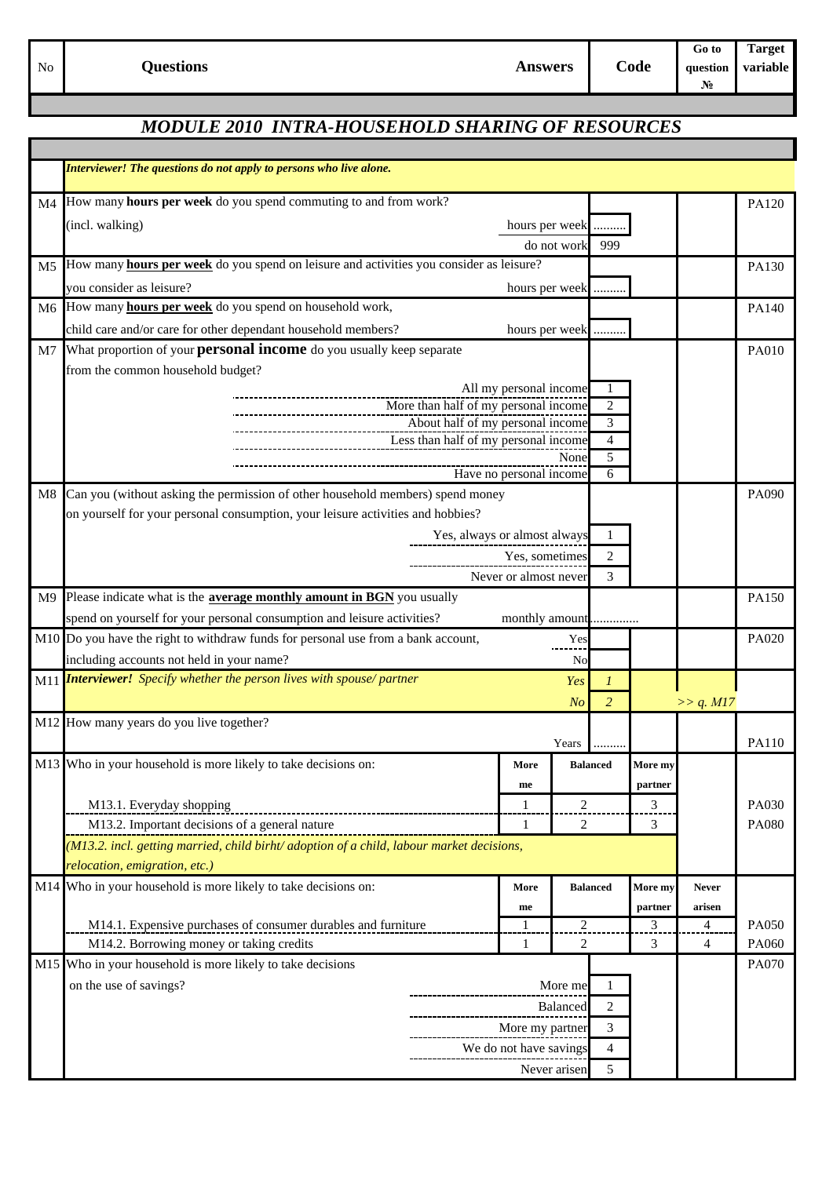| No | Questions | Answers | Code | | Go to question № | Target variable |
|---|---|---|---|---|---|---|
| | **MODULE 2010 INTRA-HOUSEHOLD SHARING OF RESOURCES** | | | | | |
| | ***Interviewer! The questions do not apply to persons who live alone.*** | | | | | |
| M4 | How many **hours per week** do you spend commuting to and from work? (incl. walking) | hours per week | .......... | | | PA120 |
| | | do not work | 999 | | | |
| M5 | How many **hours per week** do you spend on leisure and activities you consider as leisure? you consider as leisure? | hours per week | .......... | | | PA130 |
| M6 | How many **hours per week** do you spend on household work, child care and/or care for other dependant household members? | hours per week | .......... | | | PA140 |
| M7 | What proportion of your **personal income** do you usually keep separate from the common household budget? | All my personal income | 1 | | | PA010 |
| | | More than half of my personal income | 2 | | | |
| | | About half of my personal income | 3 | | | |
| | | Less than half of my personal income | 4 | | | |
| | | None | 5 | | | |
| | | Have no personal income | 6 | | | |
| M8 | Can you (without asking the permission of other household members) spend money on yourself for your personal consumption, your leisure activities and hobbies? | Yes, always or almost always | 1 | | | PA090 |
| | | Yes, sometimes | 2 | | | |
| | | Never or almost never | 3 | | | |
| M9 | Please indicate what is the **average monthly amount in BGN** you usually spend on yourself for your personal consumption and leisure activities? | monthly amount | .............. | | | PA150 |
| M10 | Do you have the right to withdraw funds for personal use from a bank account, including accounts not held in your name? | Yes | | | | PA020 |
| | | No | | | | |
| M11 | ***Interviewer!*** *Specify whether the person lives with spouse/ partner* | *Yes* | *1* | | | |
| | | *No* | *2* | | *>> q. M17* | |
| M12 | How many years do you live together? | Years | .......... | | | PA110 |
| M13 | Who in your household is more likely to take decisions on: | **More me** | **Balanced** | **More my partner** | | |
| | M13.1. Everyday shopping | 1 | 2 | 3 | | PA030 |
| | M13.2. Important decisions of a general nature | 1 | 2 | 3 | | PA080 |
| | *(M13.2. incl. getting married, child birht/ adoption of a child, labour market decisions, relocation, emigration, etc.)* | | | | | |
| M14 | Who in your household is more likely to take decisions on: | **More me** | **Balanced** | **More my partner** | **Never arisen** | |
| | M14.1. Expensive purchases of consumer durables and furniture | 1 | 2 | 3 | 4 | PA050 |
| | M14.2. Borrowing money or taking credits | 1 | 2 | 3 | 4 | PA060 |
| M15 | Who in your household is more likely to take decisions on the use of savings? | More me | 1 | | | PA070 |
| | | Balanced | 2 | | | |
| | | More my partner | 3 | | | |
| | | We do not have savings | 4 | | | |
| | | Never arisen | 5 | | | |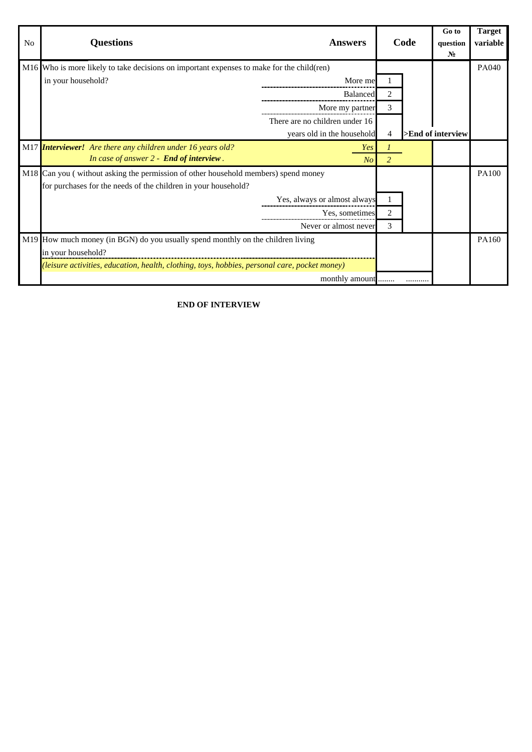| No | Questions | Answers | Code | Go to question № | Target variable |
|---|---|---|---|---|---|
| M16 | Who is more likely to take decisions on important expenses to make for the child(ren) in your household? | | | | PA040 |
| | | More me | 1 | | |
| | | Balanced | 2 | | |
| | | More my partner | 3 | | |
| | | There are no children under 16 years old in the household | 4 | >End of interview | |
| M17 | ***Interviewer!*** *Are there any children under 16 years old?* *In case of answer 2 - **End of interview**.* | *Yes* | *1* | | |
| | | *No* | *2* | | |
| M18 | Can you ( without asking the permission of other household members) spend money for purchases for the needs of the children in your household? | | | | PA100 |
| | | Yes, always or almost always | 1 | | |
| | | Yes, sometimes | 2 | | |
| | | Never or almost never | 3 | | |
| M19 | How much money (in BGN) do you usually spend monthly on the children living in your household? *(leisure activities, education, health, clothing, toys, hobbies, personal care, pocket money)* | | | | PA160 |
| | | monthly amount | ........ ........... | | |

**END OF INTERVIEW**